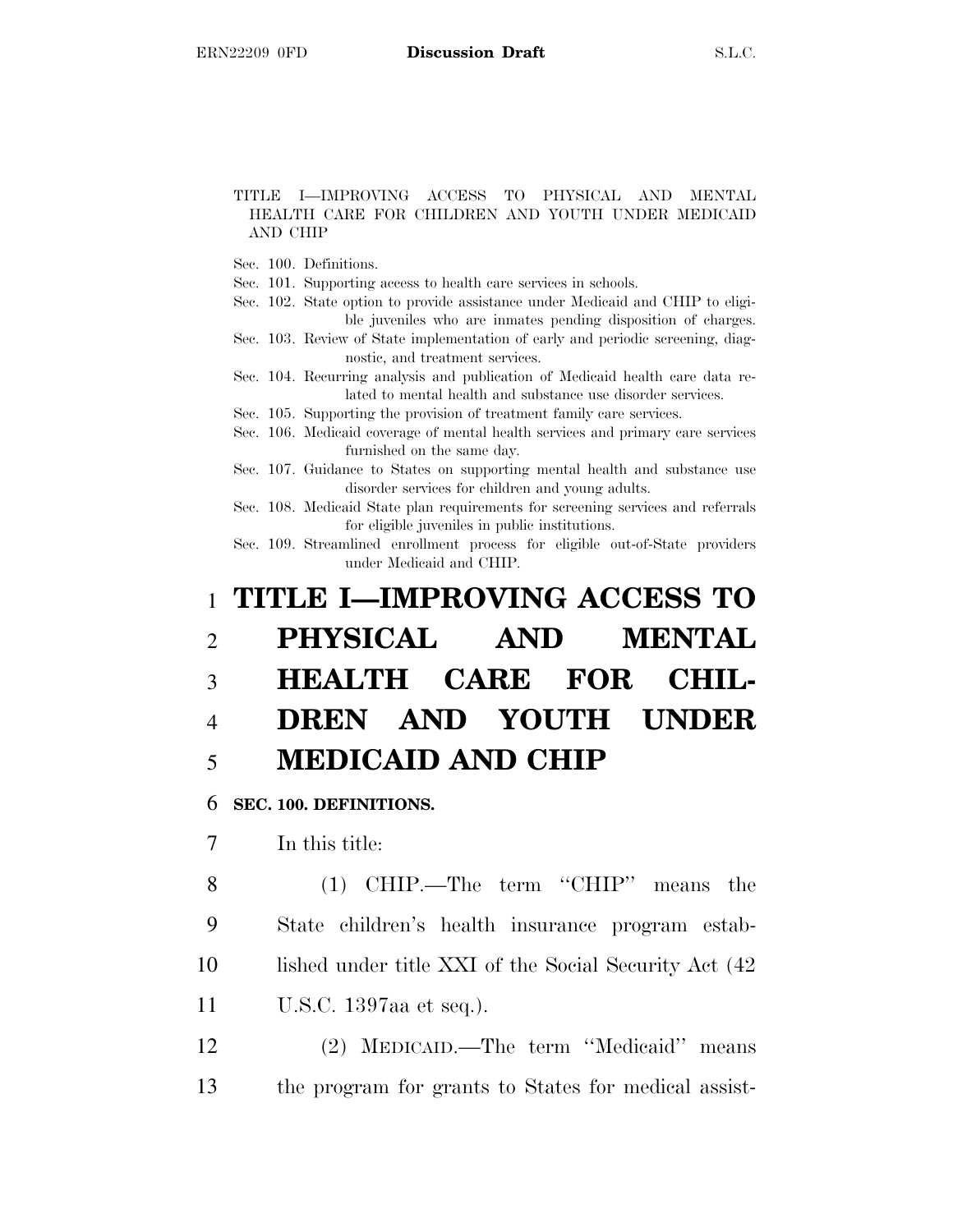TITLE I—IMPROVING ACCESS TO PHYSICAL AND MENTAL HEALTH CARE FOR CHILDREN AND YOUTH UNDER MEDICAID AND CHIP

Sec. 100. Definitions.
Sec. 101. Supporting access to health care services in schools.
Sec. 102. State option to provide assistance under Medicaid and CHIP to eligible juveniles who are inmates pending disposition of charges.
Sec. 103. Review of State implementation of early and periodic screening, diagnostic, and treatment services.
Sec. 104. Recurring analysis and publication of Medicaid health care data related to mental health and substance use disorder services.
Sec. 105. Supporting the provision of treatment family care services.
Sec. 106. Medicaid coverage of mental health services and primary care services furnished on the same day.
Sec. 107. Guidance to States on supporting mental health and substance use disorder services for children and young adults.
Sec. 108. Medicaid State plan requirements for screening services and referrals for eligible juveniles in public institutions.
Sec. 109. Streamlined enrollment process for eligible out-of-State providers under Medicaid and CHIP.

# TITLE I—IMPROVING ACCESS TO PHYSICAL AND MENTAL HEALTH CARE FOR CHILDREN AND YOUTH UNDER MEDICAID AND CHIP

## SEC. 100. DEFINITIONS.

In this title:

(1) CHIP.—The term "CHIP" means the State children's health insurance program established under title XXI of the Social Security Act (42 U.S.C. 1397aa et seq.).

(2) MEDICAID.—The term "Medicaid" means the program for grants to States for medical assist-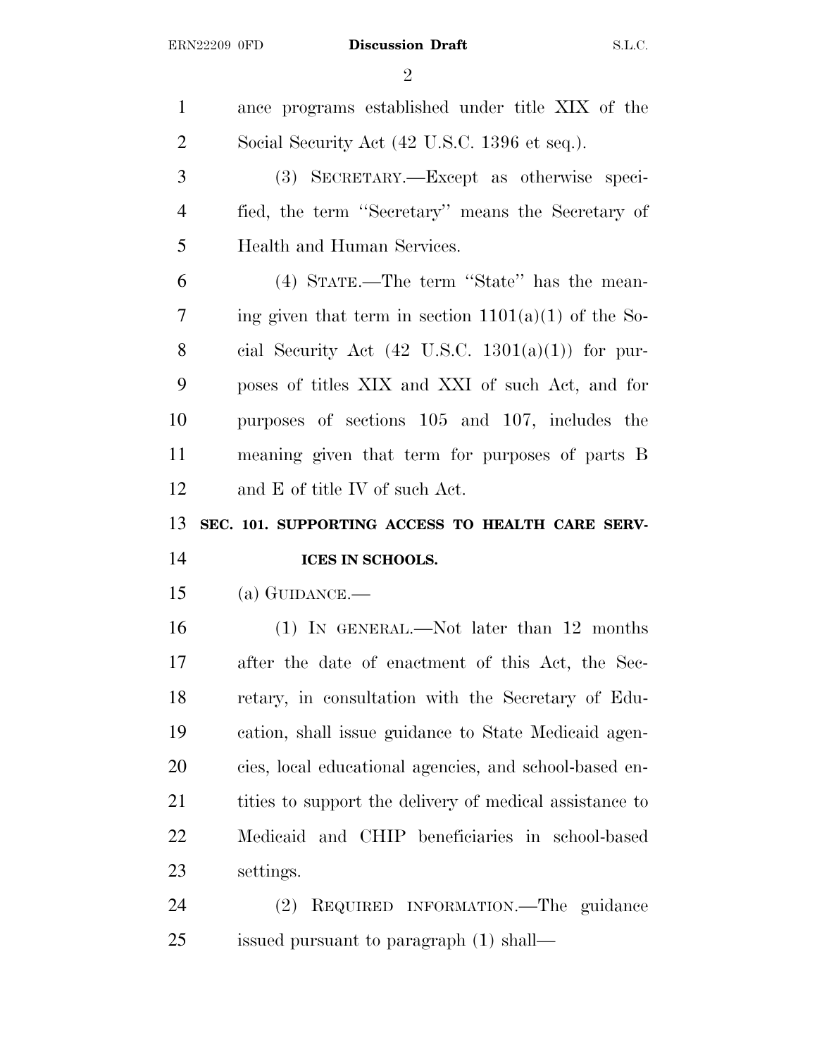ance programs established under title XIX of the Social Security Act (42 U.S.C. 1396 et seq.).

(3) SECRETARY.—Except as otherwise specified, the term ''Secretary'' means the Secretary of Health and Human Services.

(4) STATE.—The term ''State'' has the meaning given that term in section 1101(a)(1) of the Social Security Act (42 U.S.C. 1301(a)(1)) for purposes of titles XIX and XXI of such Act, and for purposes of sections 105 and 107, includes the meaning given that term for purposes of parts B and E of title IV of such Act.

## SEC. 101. SUPPORTING ACCESS TO HEALTH CARE SERVICES IN SCHOOLS.

(a) GUIDANCE.—

(1) IN GENERAL.—Not later than 12 months after the date of enactment of this Act, the Secretary, in consultation with the Secretary of Education, shall issue guidance to State Medicaid agencies, local educational agencies, and school-based entities to support the delivery of medical assistance to Medicaid and CHIP beneficiaries in school-based settings.

(2) REQUIRED INFORMATION.—The guidance issued pursuant to paragraph (1) shall—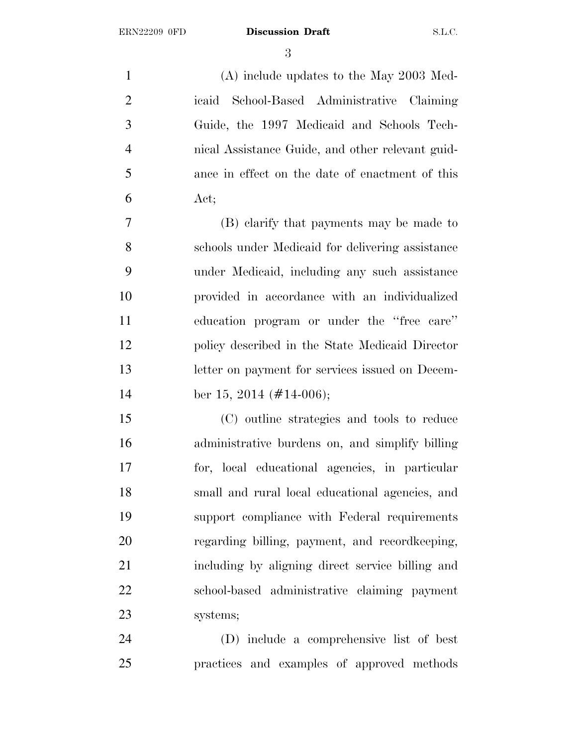(A) include updates to the May 2003 Medicaid School-Based Administrative Claiming Guide, the 1997 Medicaid and Schools Technical Assistance Guide, and other relevant guidance in effect on the date of enactment of this Act;

(B) clarify that payments may be made to schools under Medicaid for delivering assistance under Medicaid, including any such assistance provided in accordance with an individualized education program or under the ''free care'' policy described in the State Medicaid Director letter on payment for services issued on December 15, 2014 (#14-006);

(C) outline strategies and tools to reduce administrative burdens on, and simplify billing for, local educational agencies, in particular small and rural local educational agencies, and support compliance with Federal requirements regarding billing, payment, and recordkeeping, including by aligning direct service billing and school-based administrative claiming payment systems;

(D) include a comprehensive list of best practices and examples of approved methods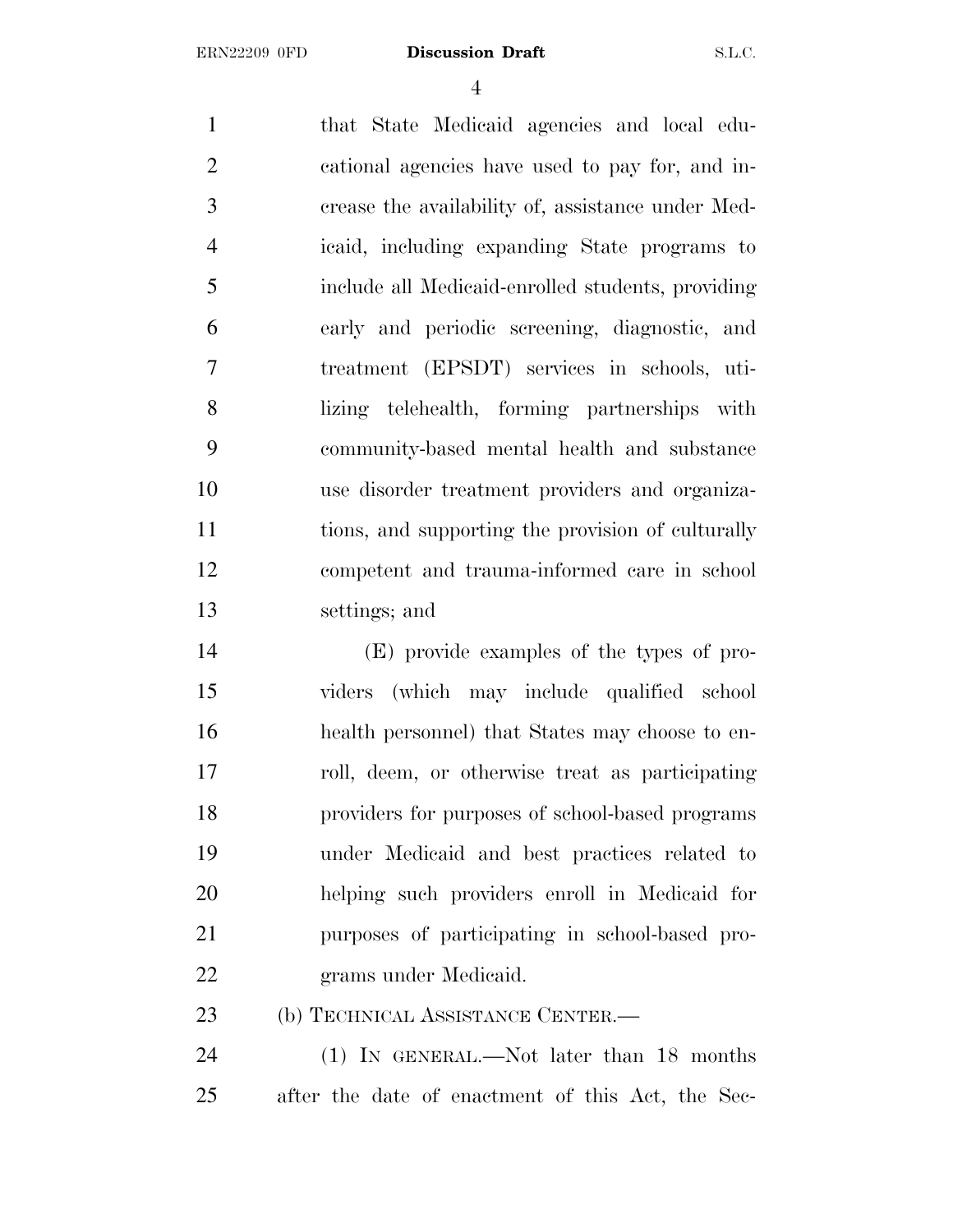that State Medicaid agencies and local educational agencies have used to pay for, and increase the availability of, assistance under Medicaid, including expanding State programs to include all Medicaid-enrolled students, providing early and periodic screening, diagnostic, and treatment (EPSDT) services in schools, utilizing telehealth, forming partnerships with community-based mental health and substance use disorder treatment providers and organizations, and supporting the provision of culturally competent and trauma-informed care in school settings; and

(E) provide examples of the types of providers (which may include qualified school health personnel) that States may choose to enroll, deem, or otherwise treat as participating providers for purposes of school-based programs under Medicaid and best practices related to helping such providers enroll in Medicaid for purposes of participating in school-based programs under Medicaid.

(b) TECHNICAL ASSISTANCE CENTER.—

(1) IN GENERAL.—Not later than 18 months after the date of enactment of this Act, the Sec-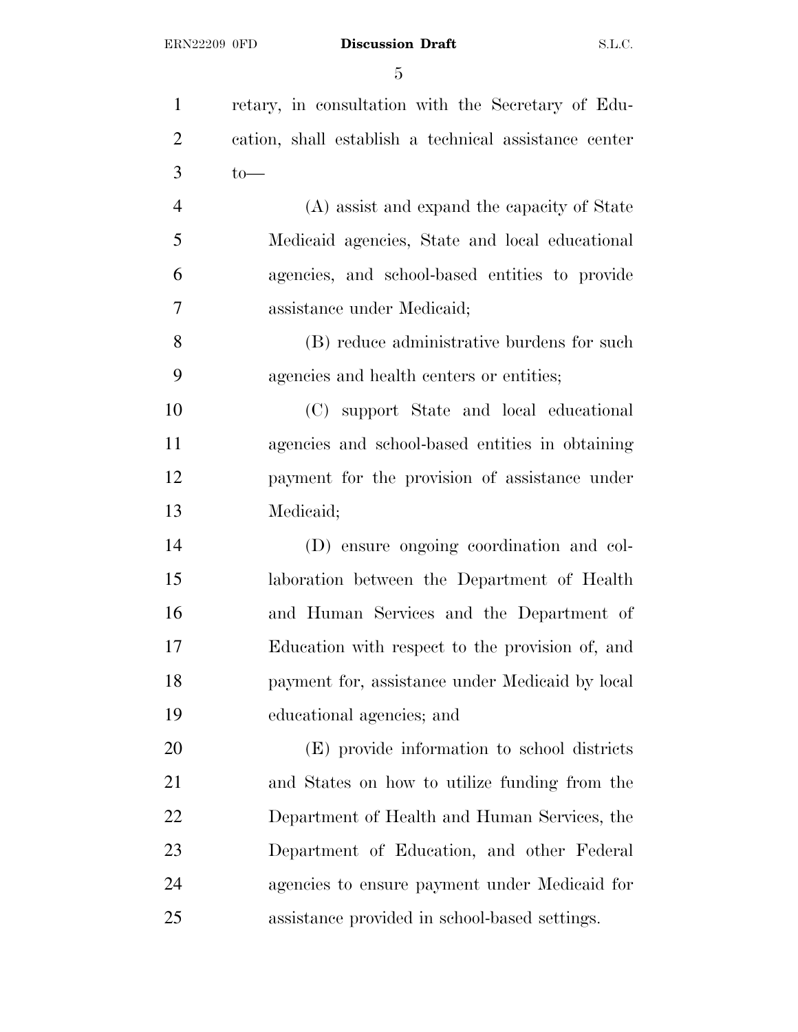retary, in consultation with the Secretary of Education, shall establish a technical assistance center to—

(A) assist and expand the capacity of State Medicaid agencies, State and local educational agencies, and school-based entities to provide assistance under Medicaid;

(B) reduce administrative burdens for such agencies and health centers or entities;

(C) support State and local educational agencies and school-based entities in obtaining payment for the provision of assistance under Medicaid;

(D) ensure ongoing coordination and collaboration between the Department of Health and Human Services and the Department of Education with respect to the provision of, and payment for, assistance under Medicaid by local educational agencies; and

(E) provide information to school districts and States on how to utilize funding from the Department of Health and Human Services, the Department of Education, and other Federal agencies to ensure payment under Medicaid for assistance provided in school-based settings.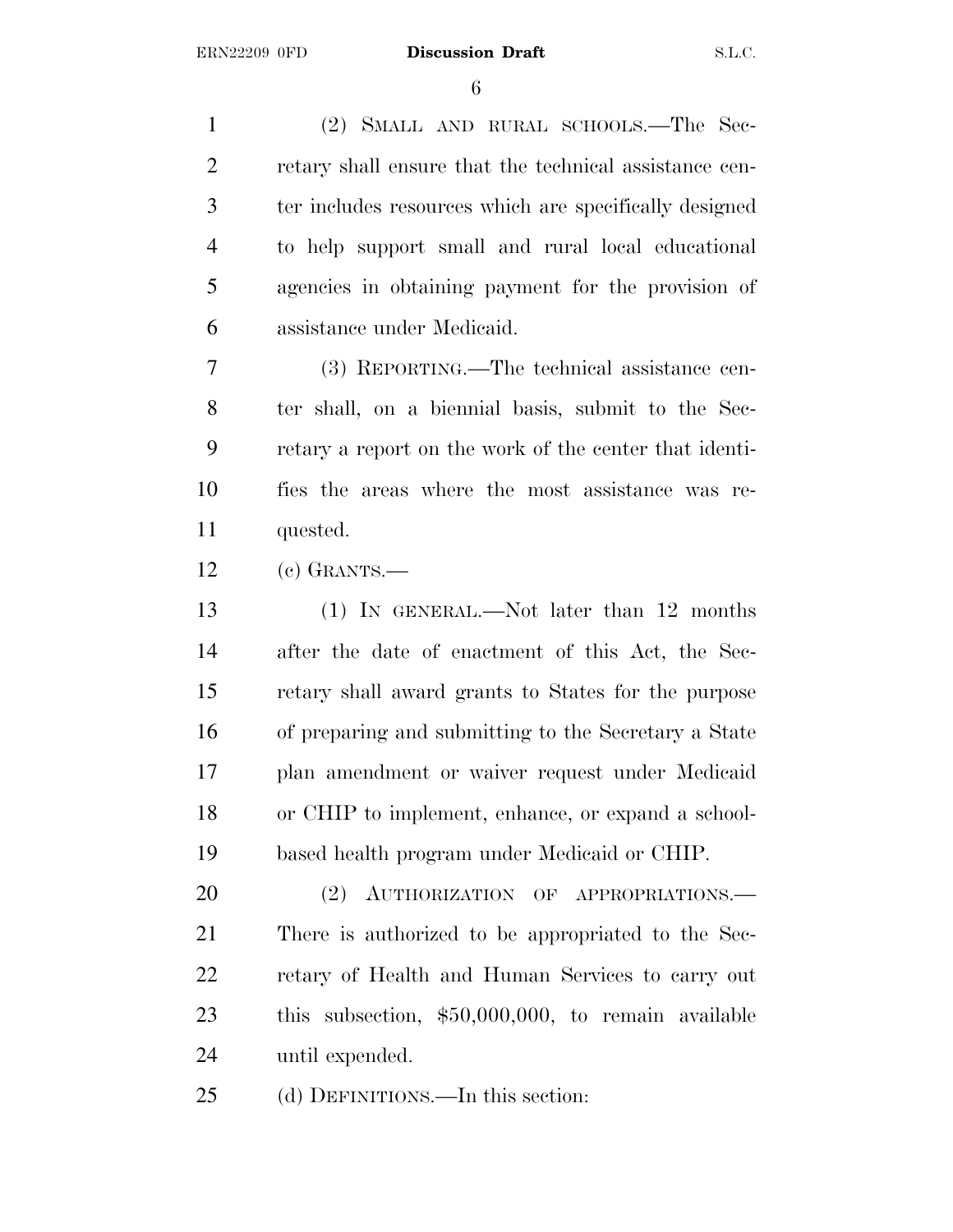(2) SMALL AND RURAL SCHOOLS.—The Secretary shall ensure that the technical assistance center includes resources which are specifically designed to help support small and rural local educational agencies in obtaining payment for the provision of assistance under Medicaid.

(3) REPORTING.—The technical assistance center shall, on a biennial basis, submit to the Secretary a report on the work of the center that identifies the areas where the most assistance was requested.

(c) GRANTS.—

(1) IN GENERAL.—Not later than 12 months after the date of enactment of this Act, the Secretary shall award grants to States for the purpose of preparing and submitting to the Secretary a State plan amendment or waiver request under Medicaid or CHIP to implement, enhance, or expand a school-based health program under Medicaid or CHIP.

(2) AUTHORIZATION OF APPROPRIATIONS.—There is authorized to be appropriated to the Secretary of Health and Human Services to carry out this subsection, $50,000,000, to remain available until expended.

(d) DEFINITIONS.—In this section: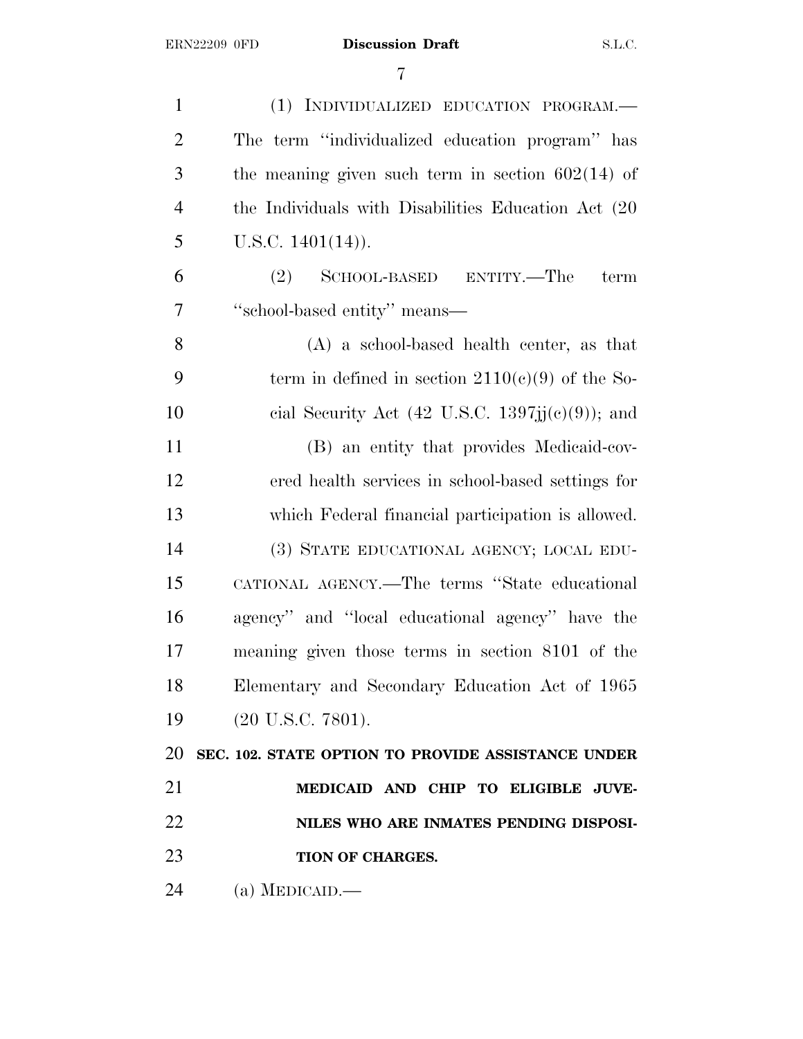(1) INDIVIDUALIZED EDUCATION PROGRAM.—The term ''individualized education program'' has the meaning given such term in section 602(14) of the Individuals with Disabilities Education Act (20 U.S.C. 1401(14)).

(2) SCHOOL-BASED ENTITY.—The term ''school-based entity'' means—

(A) a school-based health center, as that term in defined in section 2110(c)(9) of the Social Security Act (42 U.S.C. 1397jj(c)(9)); and

(B) an entity that provides Medicaid-covered health services in school-based settings for which Federal financial participation is allowed.

(3) STATE EDUCATIONAL AGENCY; LOCAL EDUCATIONAL AGENCY.—The terms ''State educational agency'' and ''local educational agency'' have the meaning given those terms in section 8101 of the Elementary and Secondary Education Act of 1965 (20 U.S.C. 7801).

**SEC. 102. STATE OPTION TO PROVIDE ASSISTANCE UNDER MEDICAID AND CHIP TO ELIGIBLE JUVENILES WHO ARE INMATES PENDING DISPOSITION OF CHARGES.**

(a) MEDICAID.—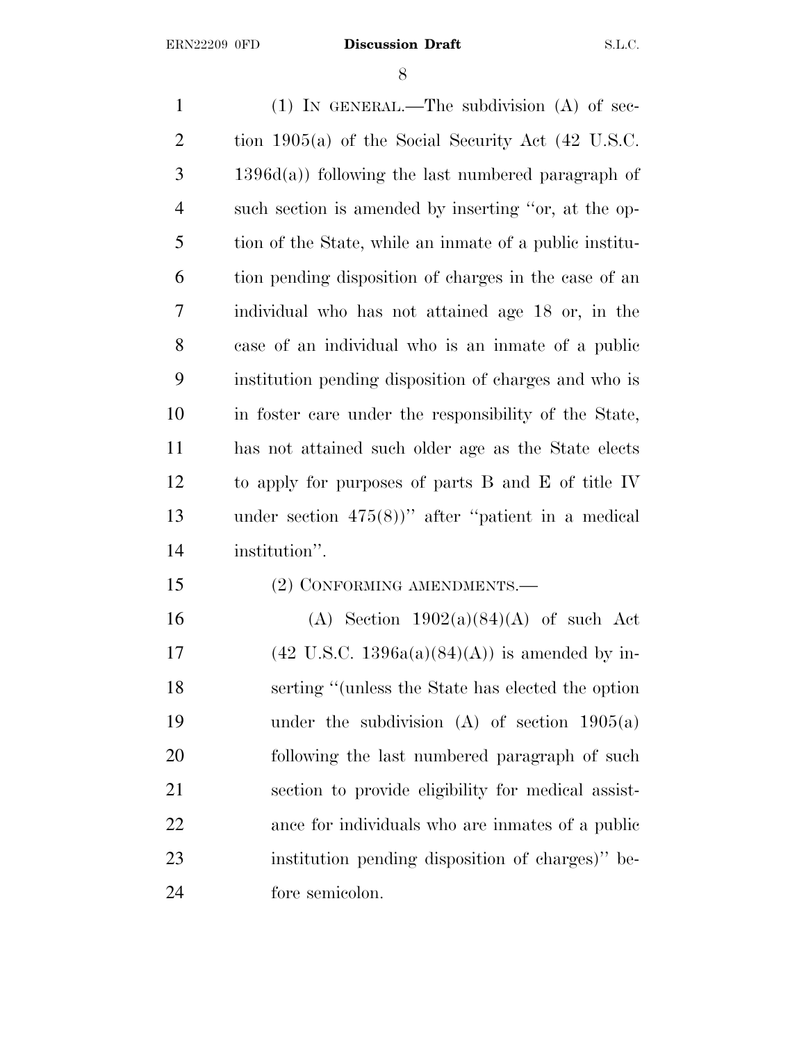(1) IN GENERAL.—The subdivision (A) of section 1905(a) of the Social Security Act (42 U.S.C. 1396d(a)) following the last numbered paragraph of such section is amended by inserting "or, at the option of the State, while an inmate of a public institution pending disposition of charges in the case of an individual who has not attained age 18 or, in the case of an individual who is an inmate of a public institution pending disposition of charges and who is in foster care under the responsibility of the State, has not attained such older age as the State elects to apply for purposes of parts B and E of title IV under section 475(8))" after "patient in a medical institution".

(2) CONFORMING AMENDMENTS.—

(A) Section 1902(a)(84)(A) of such Act (42 U.S.C. 1396a(a)(84)(A)) is amended by inserting "(unless the State has elected the option under the subdivision (A) of section 1905(a) following the last numbered paragraph of such section to provide eligibility for medical assistance for individuals who are inmates of a public institution pending disposition of charges)" before semicolon.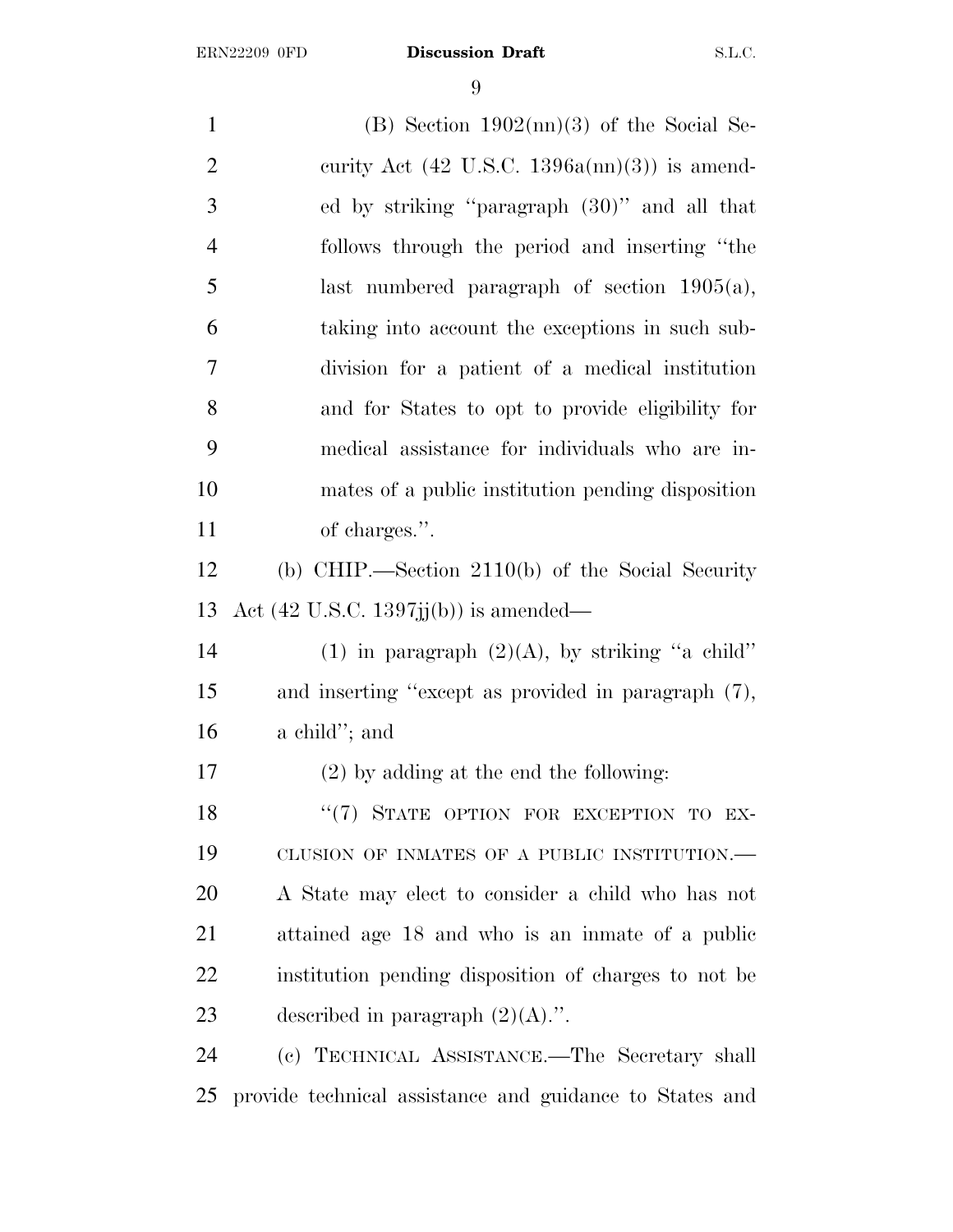(B) Section 1902(nn)(3) of the Social Security Act (42 U.S.C. 1396a(nn)(3)) is amended by striking "paragraph (30)" and all that follows through the period and inserting "the last numbered paragraph of section 1905(a), taking into account the exceptions in such subdivision for a patient of a medical institution and for States to opt to provide eligibility for medical assistance for individuals who are inmates of a public institution pending disposition of charges.".

(b) CHIP.—Section 2110(b) of the Social Security Act (42 U.S.C. 1397jj(b)) is amended—

(1) in paragraph (2)(A), by striking "a child" and inserting "except as provided in paragraph (7), a child"; and

(2) by adding at the end the following:

"(7) STATE OPTION FOR EXCEPTION TO EXCLUSION OF INMATES OF A PUBLIC INSTITUTION.—A State may elect to consider a child who has not attained age 18 and who is an inmate of a public institution pending disposition of charges to not be described in paragraph (2)(A).".

(c) TECHNICAL ASSISTANCE.—The Secretary shall provide technical assistance and guidance to States and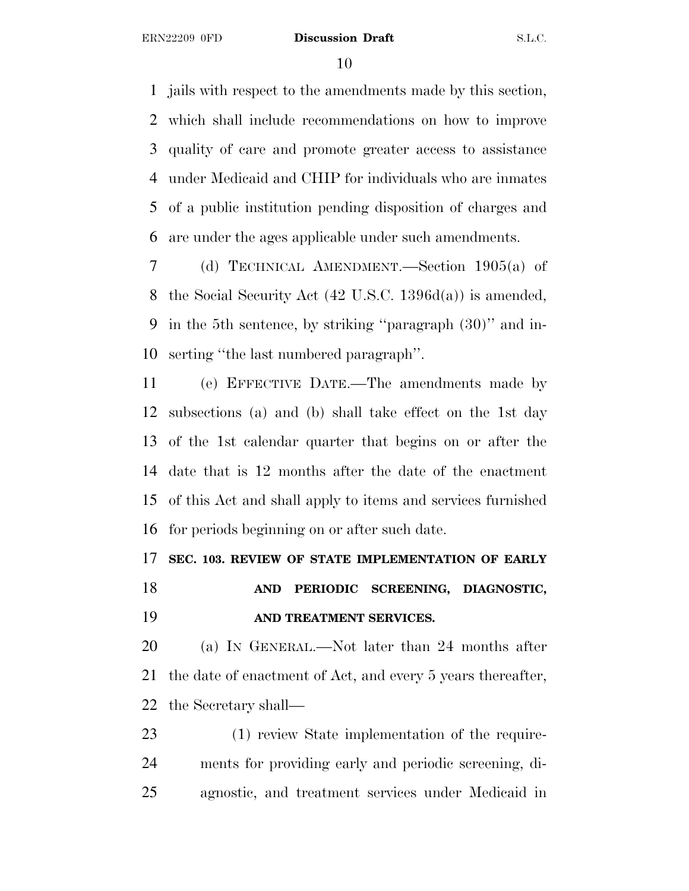jails with respect to the amendments made by this section, which shall include recommendations on how to improve quality of care and promote greater access to assistance under Medicaid and CHIP for individuals who are inmates of a public institution pending disposition of charges and are under the ages applicable under such amendments.

(d) TECHNICAL AMENDMENT.—Section 1905(a) of the Social Security Act (42 U.S.C. 1396d(a)) is amended, in the 5th sentence, by striking ''paragraph (30)'' and inserting ''the last numbered paragraph''.

(e) EFFECTIVE DATE.—The amendments made by subsections (a) and (b) shall take effect on the 1st day of the 1st calendar quarter that begins on or after the date that is 12 months after the date of the enactment of this Act and shall apply to items and services furnished for periods beginning on or after such date.

**SEC. 103. REVIEW OF STATE IMPLEMENTATION OF EARLY AND PERIODIC SCREENING, DIAGNOSTIC, AND TREATMENT SERVICES.**

(a) IN GENERAL.—Not later than 24 months after the date of enactment of Act, and every 5 years thereafter, the Secretary shall—

(1) review State implementation of the requirements for providing early and periodic screening, diagnostic, and treatment services under Medicaid in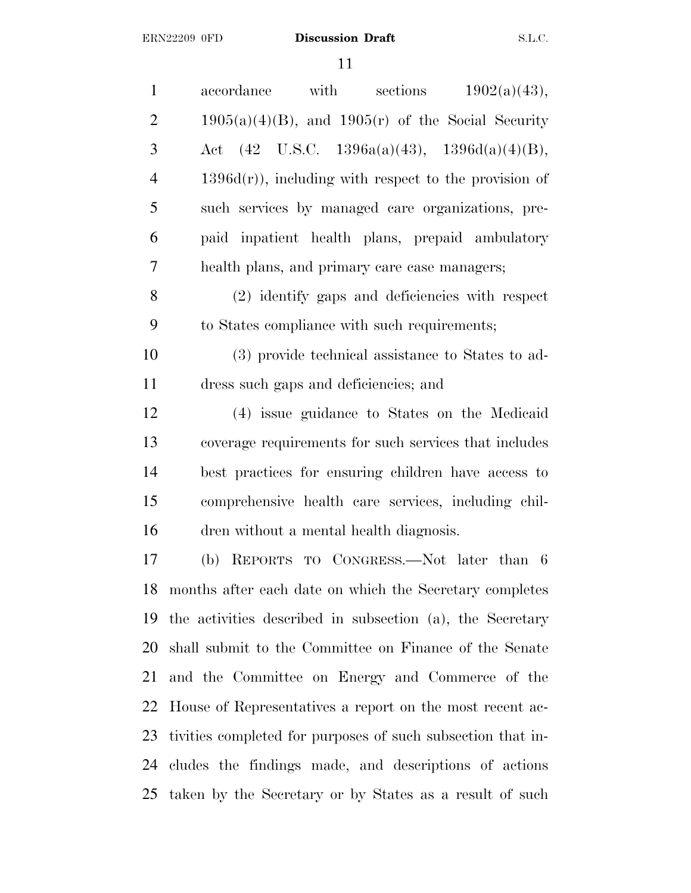accordance with sections 1902(a)(43), 1905(a)(4)(B), and 1905(r) of the Social Security Act (42 U.S.C. 1396a(a)(43), 1396d(a)(4)(B), 1396d(r)), including with respect to the provision of such services by managed care organizations, prepaid inpatient health plans, prepaid ambulatory health plans, and primary care case managers;

(2) identify gaps and deficiencies with respect to States compliance with such requirements;

(3) provide technical assistance to States to address such gaps and deficiencies; and

(4) issue guidance to States on the Medicaid coverage requirements for such services that includes best practices for ensuring children have access to comprehensive health care services, including children without a mental health diagnosis.

(b) REPORTS TO CONGRESS.—Not later than 6 months after each date on which the Secretary completes the activities described in subsection (a), the Secretary shall submit to the Committee on Finance of the Senate and the Committee on Energy and Commerce of the House of Representatives a report on the most recent activities completed for purposes of such subsection that includes the findings made, and descriptions of actions taken by the Secretary or by States as a result of such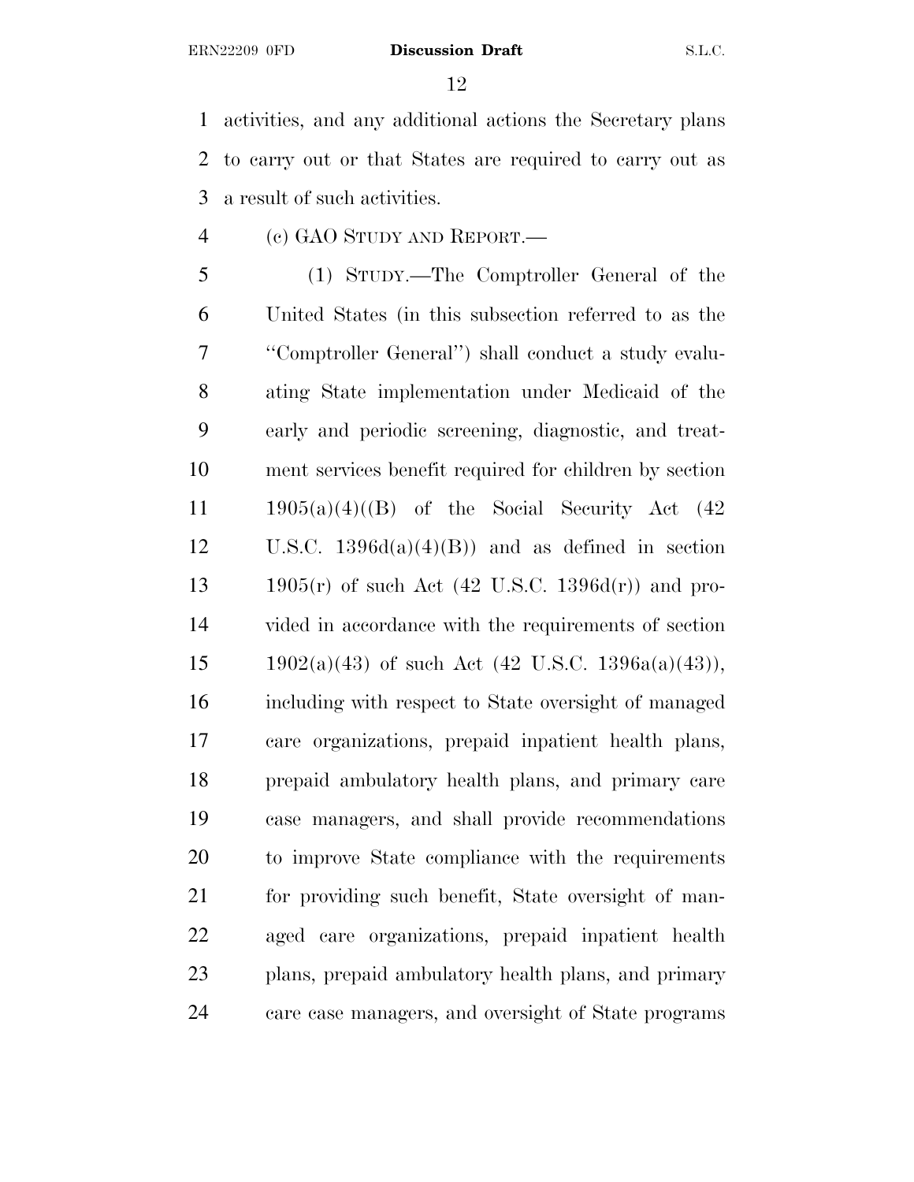activities, and any additional actions the Secretary plans to carry out or that States are required to carry out as a result of such activities.

(c) GAO STUDY AND REPORT.—

(1) STUDY.—The Comptroller General of the United States (in this subsection referred to as the ''Comptroller General'') shall conduct a study evaluating State implementation under Medicaid of the early and periodic screening, diagnostic, and treatment services benefit required for children by section 1905(a)(4)((B) of the Social Security Act (42 U.S.C. 1396d(a)(4)(B)) and as defined in section 1905(r) of such Act (42 U.S.C. 1396d(r)) and provided in accordance with the requirements of section 1902(a)(43) of such Act (42 U.S.C. 1396a(a)(43)), including with respect to State oversight of managed care organizations, prepaid inpatient health plans, prepaid ambulatory health plans, and primary care case managers, and shall provide recommendations to improve State compliance with the requirements for providing such benefit, State oversight of managed care organizations, prepaid inpatient health plans, prepaid ambulatory health plans, and primary care case managers, and oversight of State programs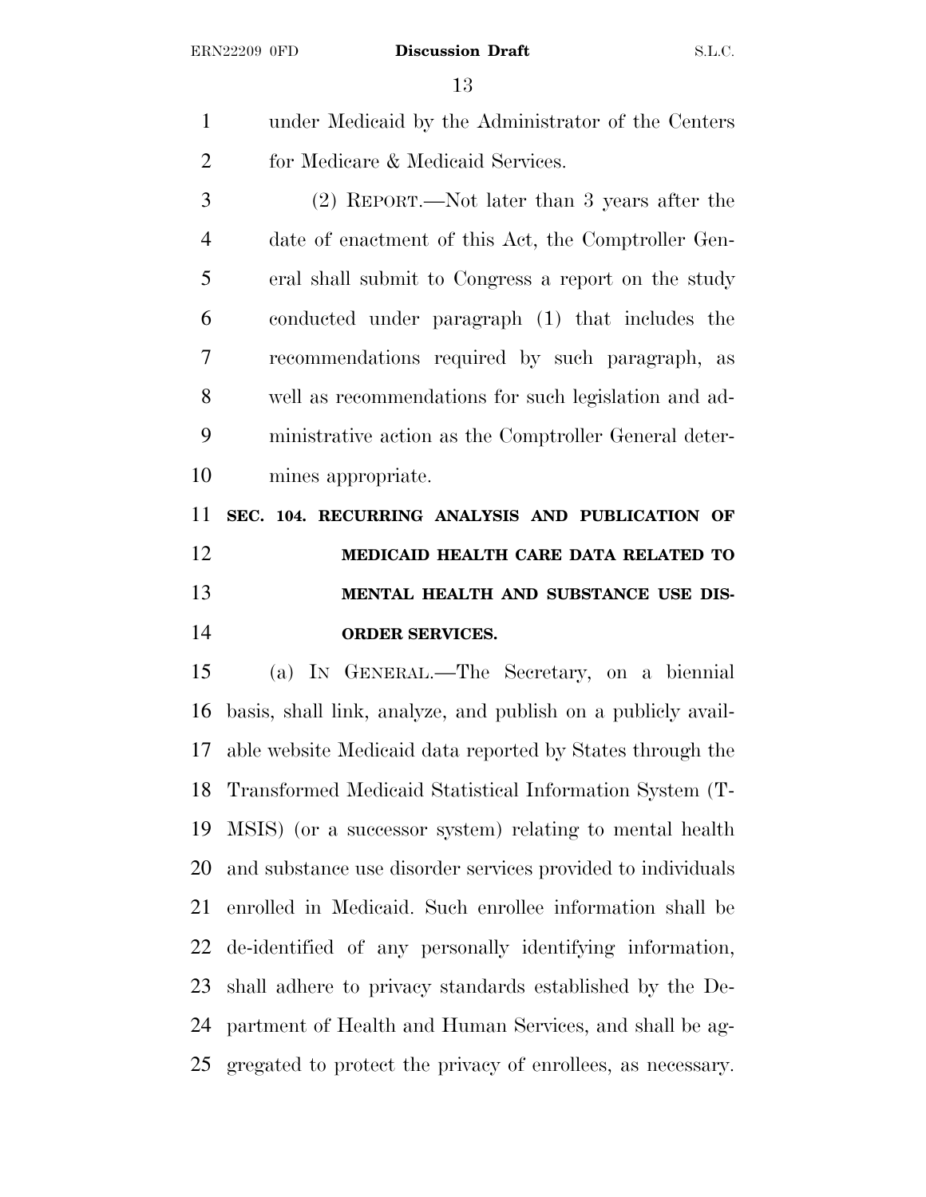under Medicaid by the Administrator of the Centers for Medicare & Medicaid Services.

(2) REPORT.—Not later than 3 years after the date of enactment of this Act, the Comptroller General shall submit to Congress a report on the study conducted under paragraph (1) that includes the recommendations required by such paragraph, as well as recommendations for such legislation and administrative action as the Comptroller General determines appropriate.

**SEC. 104. RECURRING ANALYSIS AND PUBLICATION OF MEDICAID HEALTH CARE DATA RELATED TO MENTAL HEALTH AND SUBSTANCE USE DISORDER SERVICES.**

(a) IN GENERAL.—The Secretary, on a biennial basis, shall link, analyze, and publish on a publicly available website Medicaid data reported by States through the Transformed Medicaid Statistical Information System (T-MSIS) (or a successor system) relating to mental health and substance use disorder services provided to individuals enrolled in Medicaid. Such enrollee information shall be de-identified of any personally identifying information, shall adhere to privacy standards established by the Department of Health and Human Services, and shall be aggregated to protect the privacy of enrollees, as necessary.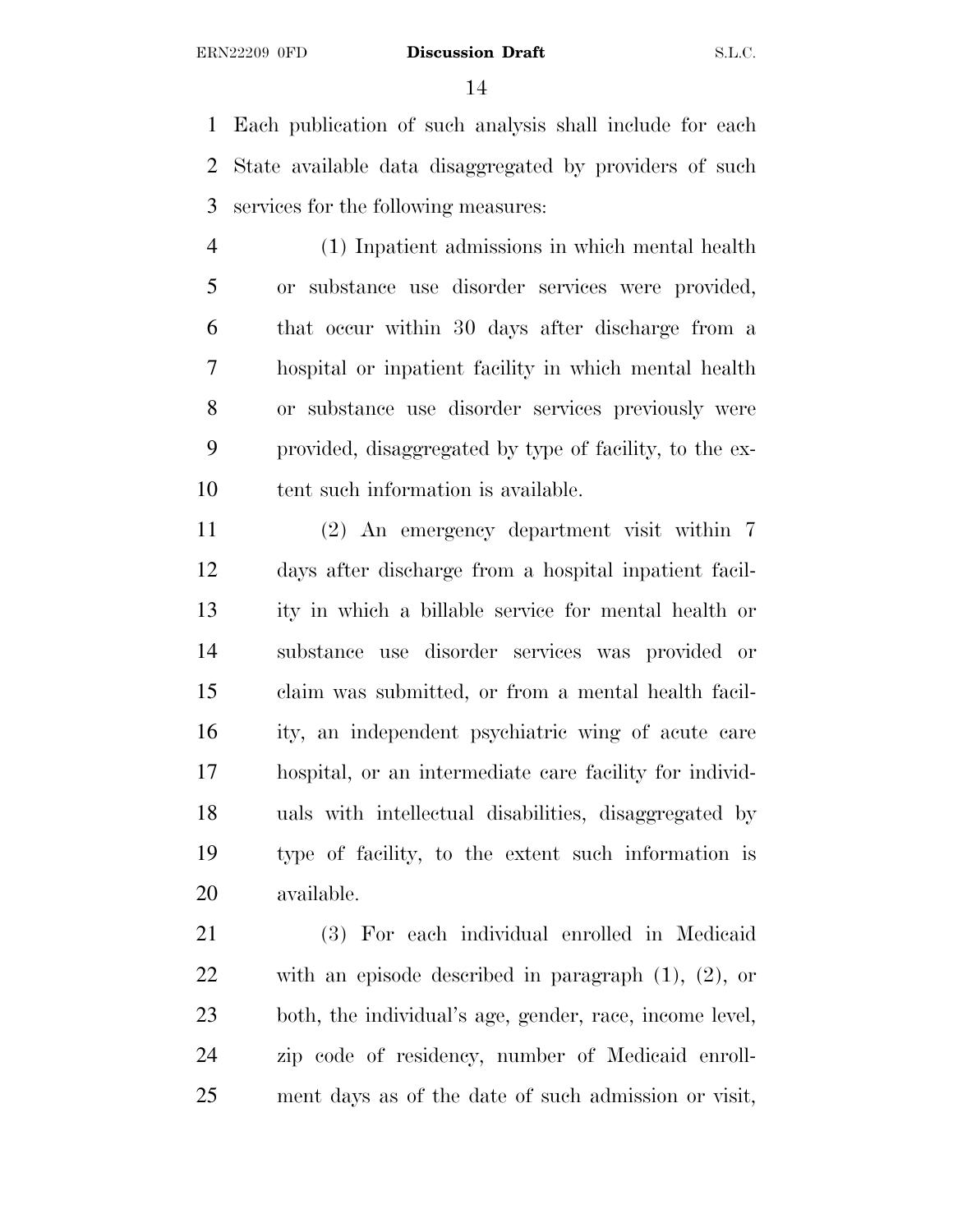Each publication of such analysis shall include for each State available data disaggregated by providers of such services for the following measures:

(1) Inpatient admissions in which mental health or substance use disorder services were provided, that occur within 30 days after discharge from a hospital or inpatient facility in which mental health or substance use disorder services previously were provided, disaggregated by type of facility, to the extent such information is available.

(2) An emergency department visit within 7 days after discharge from a hospital inpatient facility in which a billable service for mental health or substance use disorder services was provided or claim was submitted, or from a mental health facility, an independent psychiatric wing of acute care hospital, or an intermediate care facility for individuals with intellectual disabilities, disaggregated by type of facility, to the extent such information is available.

(3) For each individual enrolled in Medicaid with an episode described in paragraph (1), (2), or both, the individual's age, gender, race, income level, zip code of residency, number of Medicaid enrollment days as of the date of such admission or visit,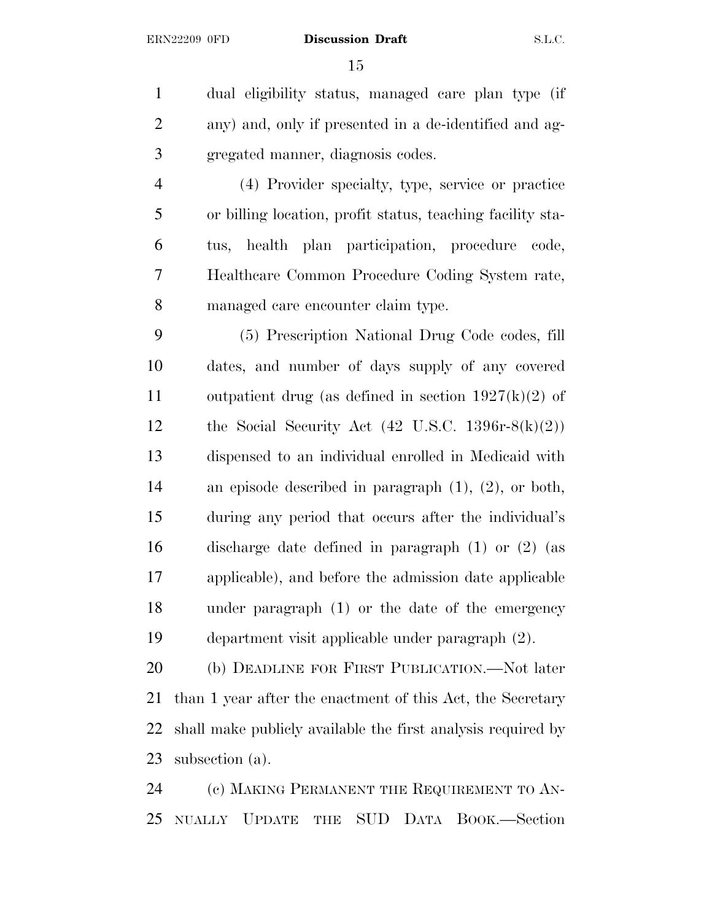dual eligibility status, managed care plan type (if any) and, only if presented in a de-identified and aggregated manner, diagnosis codes.

(4) Provider specialty, type, service or practice or billing location, profit status, teaching facility status, health plan participation, procedure code, Healthcare Common Procedure Coding System rate, managed care encounter claim type.

(5) Prescription National Drug Code codes, fill dates, and number of days supply of any covered outpatient drug (as defined in section 1927(k)(2) of the Social Security Act (42 U.S.C. 1396r-8(k)(2)) dispensed to an individual enrolled in Medicaid with an episode described in paragraph (1), (2), or both, during any period that occurs after the individual's discharge date defined in paragraph (1) or (2) (as applicable), and before the admission date applicable under paragraph (1) or the date of the emergency department visit applicable under paragraph (2).

(b) DEADLINE FOR FIRST PUBLICATION.—Not later than 1 year after the enactment of this Act, the Secretary shall make publicly available the first analysis required by subsection (a).

(c) MAKING PERMANENT THE REQUIREMENT TO ANNUALLY UPDATE THE SUD DATA BOOK.—Section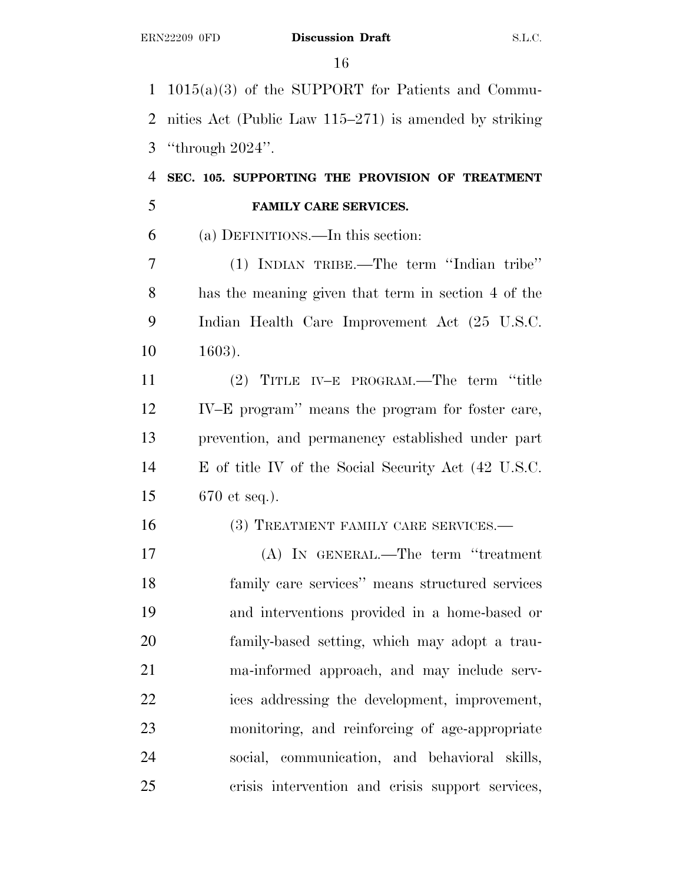1015(a)(3) of the SUPPORT for Patients and Communities Act (Public Law 115–271) is amended by striking ''through 2024''.

**SEC. 105. SUPPORTING THE PROVISION OF TREATMENT FAMILY CARE SERVICES.**

(a) DEFINITIONS.—In this section:

(1) INDIAN TRIBE.—The term ''Indian tribe'' has the meaning given that term in section 4 of the Indian Health Care Improvement Act (25 U.S.C. 1603).

(2) TITLE IV–E PROGRAM.—The term ''title IV–E program'' means the program for foster care, prevention, and permanency established under part E of title IV of the Social Security Act (42 U.S.C. 670 et seq.).

(3) TREATMENT FAMILY CARE SERVICES.—

(A) IN GENERAL.—The term ''treatment family care services'' means structured services and interventions provided in a home-based or family-based setting, which may adopt a trauma-informed approach, and may include services addressing the development, improvement, monitoring, and reinforcing of age-appropriate social, communication, and behavioral skills, crisis intervention and crisis support services,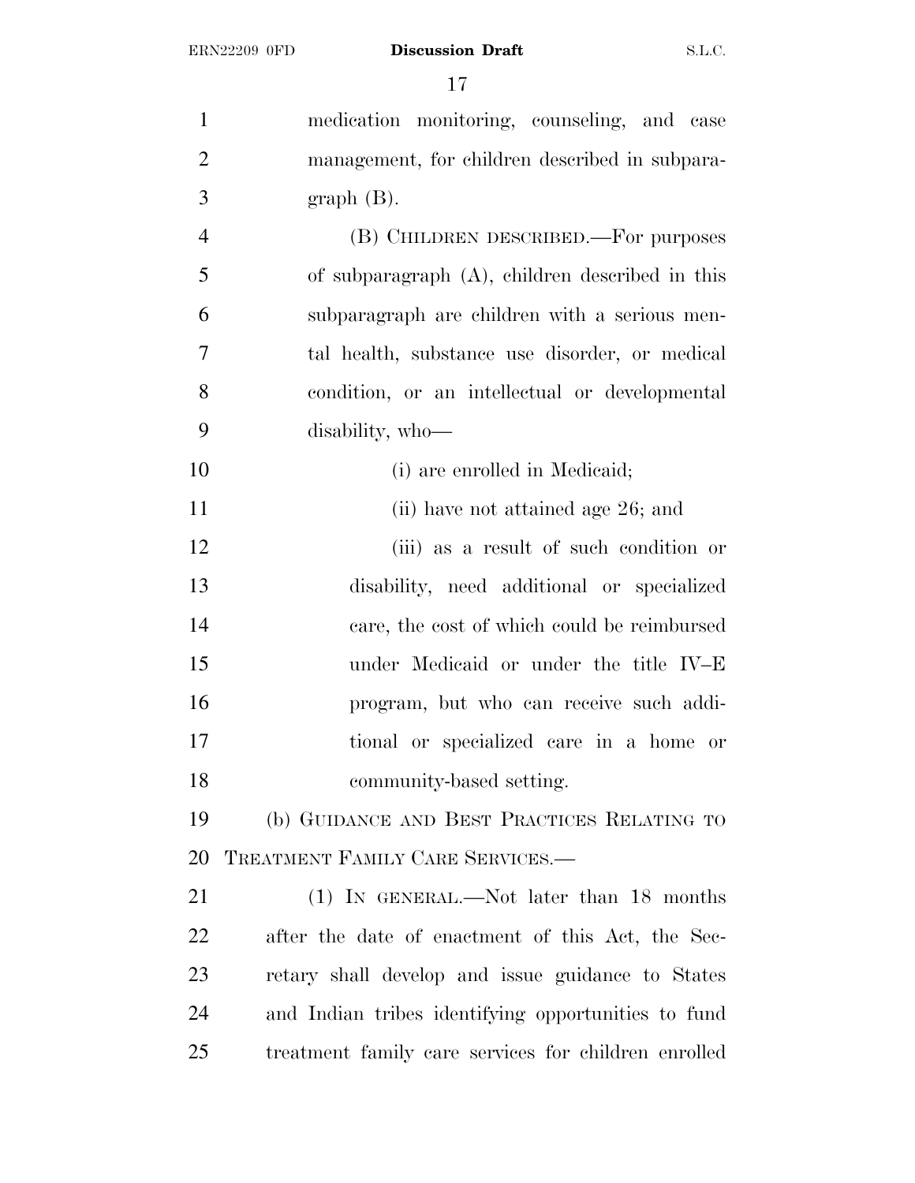medication monitoring, counseling, and case management, for children described in subparagraph (B).

(B) CHILDREN DESCRIBED.—For purposes of subparagraph (A), children described in this subparagraph are children with a serious mental health, substance use disorder, or medical condition, or an intellectual or developmental disability, who—

(i) are enrolled in Medicaid;

(ii) have not attained age 26; and

(iii) as a result of such condition or disability, need additional or specialized care, the cost of which could be reimbursed under Medicaid or under the title IV–E program, but who can receive such additional or specialized care in a home or community-based setting.

(b) GUIDANCE AND BEST PRACTICES RELATING TO TREATMENT FAMILY CARE SERVICES.—

(1) IN GENERAL.—Not later than 18 months after the date of enactment of this Act, the Secretary shall develop and issue guidance to States and Indian tribes identifying opportunities to fund treatment family care services for children enrolled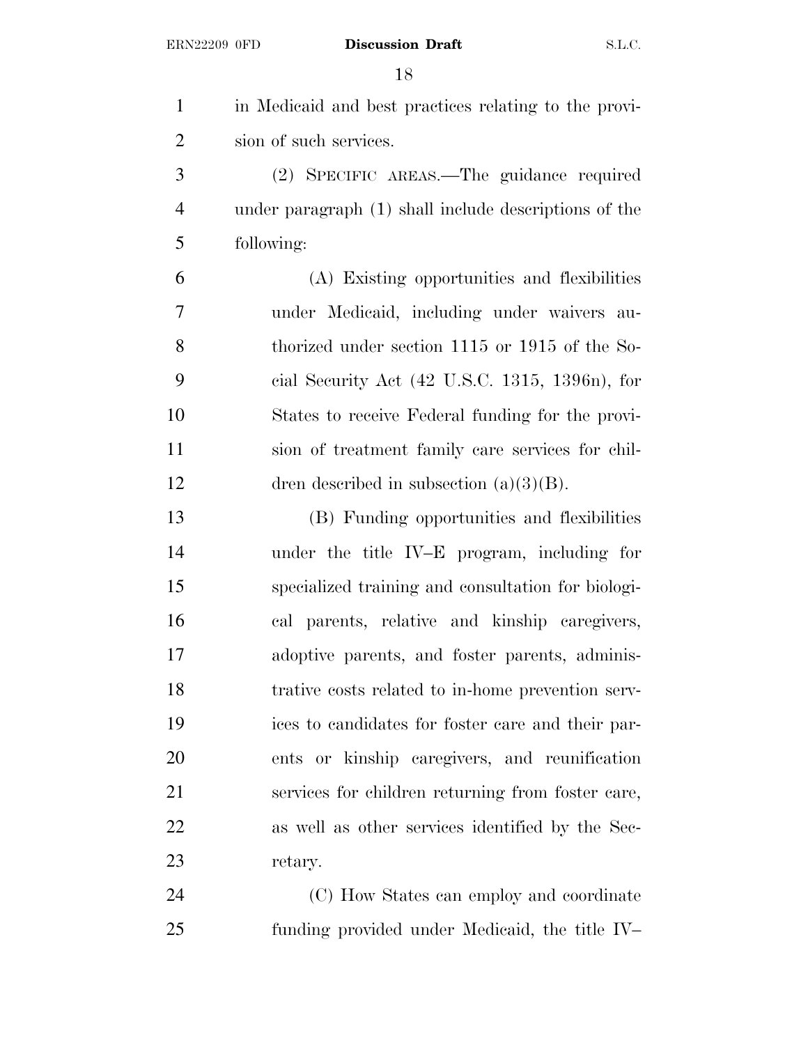in Medicaid and best practices relating to the provision of such services.

(2) SPECIFIC AREAS.—The guidance required under paragraph (1) shall include descriptions of the following:

(A) Existing opportunities and flexibilities under Medicaid, including under waivers authorized under section 1115 or 1915 of the Social Security Act (42 U.S.C. 1315, 1396n), for States to receive Federal funding for the provision of treatment family care services for children described in subsection (a)(3)(B).

(B) Funding opportunities and flexibilities under the title IV–E program, including for specialized training and consultation for biological parents, relative and kinship caregivers, adoptive parents, and foster parents, administrative costs related to in-home prevention services to candidates for foster care and their parents or kinship caregivers, and reunification services for children returning from foster care, as well as other services identified by the Secretary.

(C) How States can employ and coordinate funding provided under Medicaid, the title IV–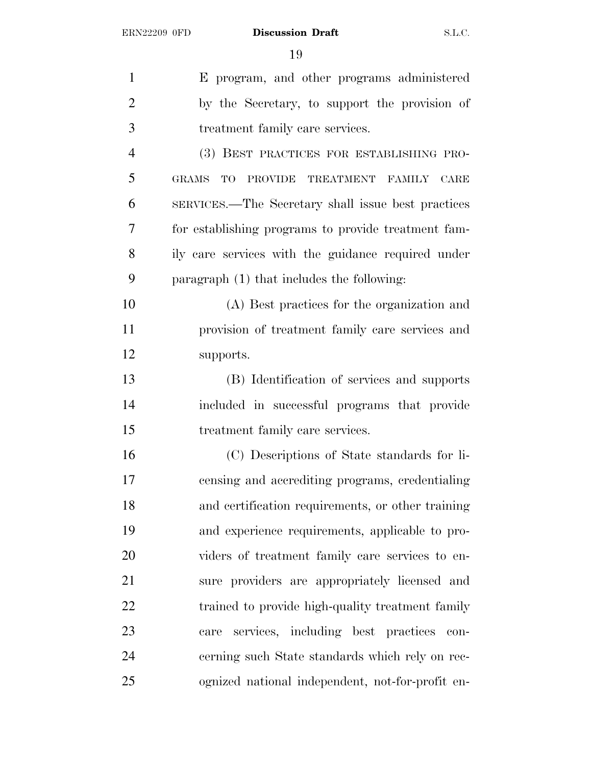E program, and other programs administered by the Secretary, to support the provision of treatment family care services.

(3) BEST PRACTICES FOR ESTABLISHING PROGRAMS TO PROVIDE TREATMENT FAMILY CARE SERVICES.—The Secretary shall issue best practices for establishing programs to provide treatment family care services with the guidance required under paragraph (1) that includes the following:

(A) Best practices for the organization and provision of treatment family care services and supports.

(B) Identification of services and supports included in successful programs that provide treatment family care services.

(C) Descriptions of State standards for licensing and accrediting programs, credentialing and certification requirements, or other training and experience requirements, applicable to providers of treatment family care services to ensure providers are appropriately licensed and trained to provide high-quality treatment family care services, including best practices concerning such State standards which rely on recognized national independent, not-for-profit en-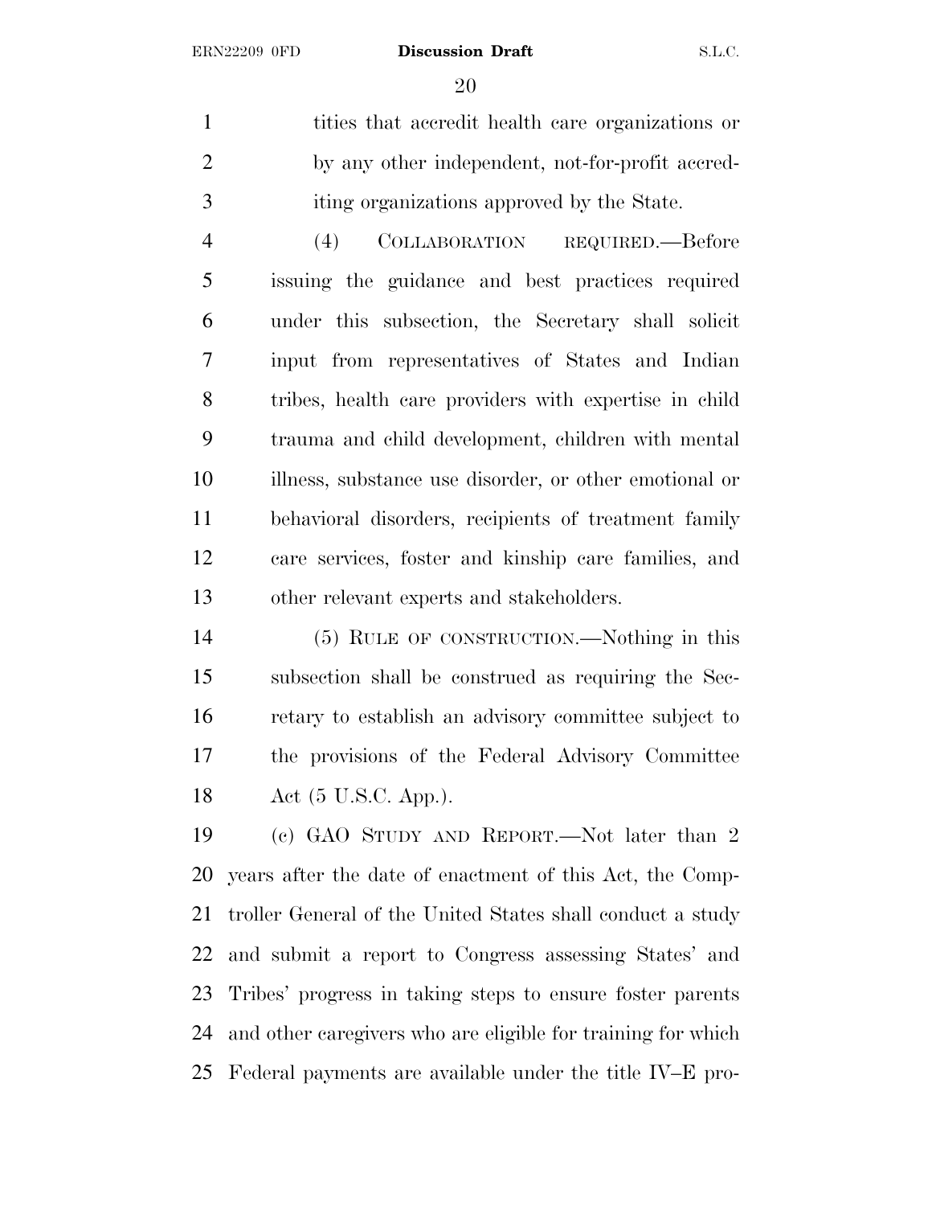tities that accredit health care organizations or by any other independent, not-for-profit accrediting organizations approved by the State.

(4) COLLABORATION REQUIRED.—Before issuing the guidance and best practices required under this subsection, the Secretary shall solicit input from representatives of States and Indian tribes, health care providers with expertise in child trauma and child development, children with mental illness, substance use disorder, or other emotional or behavioral disorders, recipients of treatment family care services, foster and kinship care families, and other relevant experts and stakeholders.

(5) RULE OF CONSTRUCTION.—Nothing in this subsection shall be construed as requiring the Secretary to establish an advisory committee subject to the provisions of the Federal Advisory Committee Act (5 U.S.C. App.).

(c) GAO STUDY AND REPORT.—Not later than 2 years after the date of enactment of this Act, the Comptroller General of the United States shall conduct a study and submit a report to Congress assessing States' and Tribes' progress in taking steps to ensure foster parents and other caregivers who are eligible for training for which Federal payments are available under the title IV–E pro-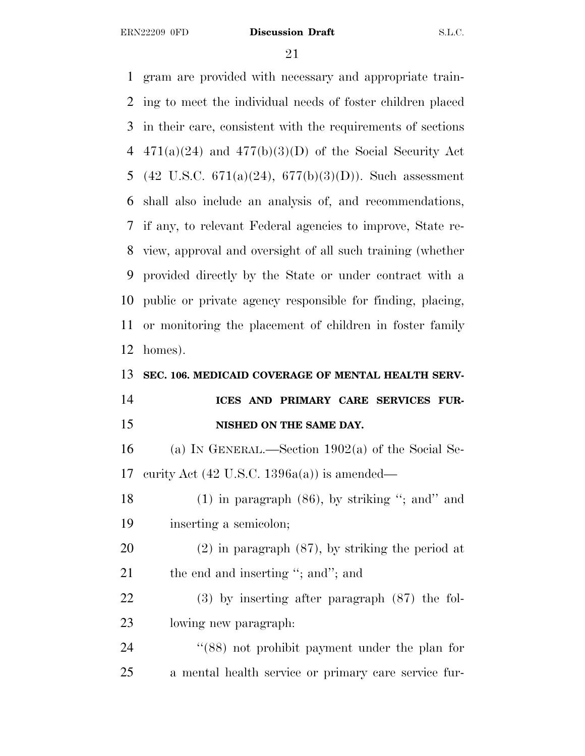gram are provided with necessary and appropriate training to meet the individual needs of foster children placed in their care, consistent with the requirements of sections 471(a)(24) and 477(b)(3)(D) of the Social Security Act (42 U.S.C. 671(a)(24), 677(b)(3)(D)). Such assessment shall also include an analysis of, and recommendations, if any, to relevant Federal agencies to improve, State review, approval and oversight of all such training (whether provided directly by the State or under contract with a public or private agency responsible for finding, placing, or monitoring the placement of children in foster family homes).

**SEC. 106. MEDICAID COVERAGE OF MENTAL HEALTH SERVICES AND PRIMARY CARE SERVICES FURNISHED ON THE SAME DAY.**

(a) IN GENERAL.—Section 1902(a) of the Social Security Act (42 U.S.C. 1396a(a)) is amended—

(1) in paragraph (86), by striking "; and" and inserting a semicolon;

(2) in paragraph (87), by striking the period at the end and inserting "; and"; and

(3) by inserting after paragraph (87) the following new paragraph:

"(88) not prohibit payment under the plan for a mental health service or primary care service fur-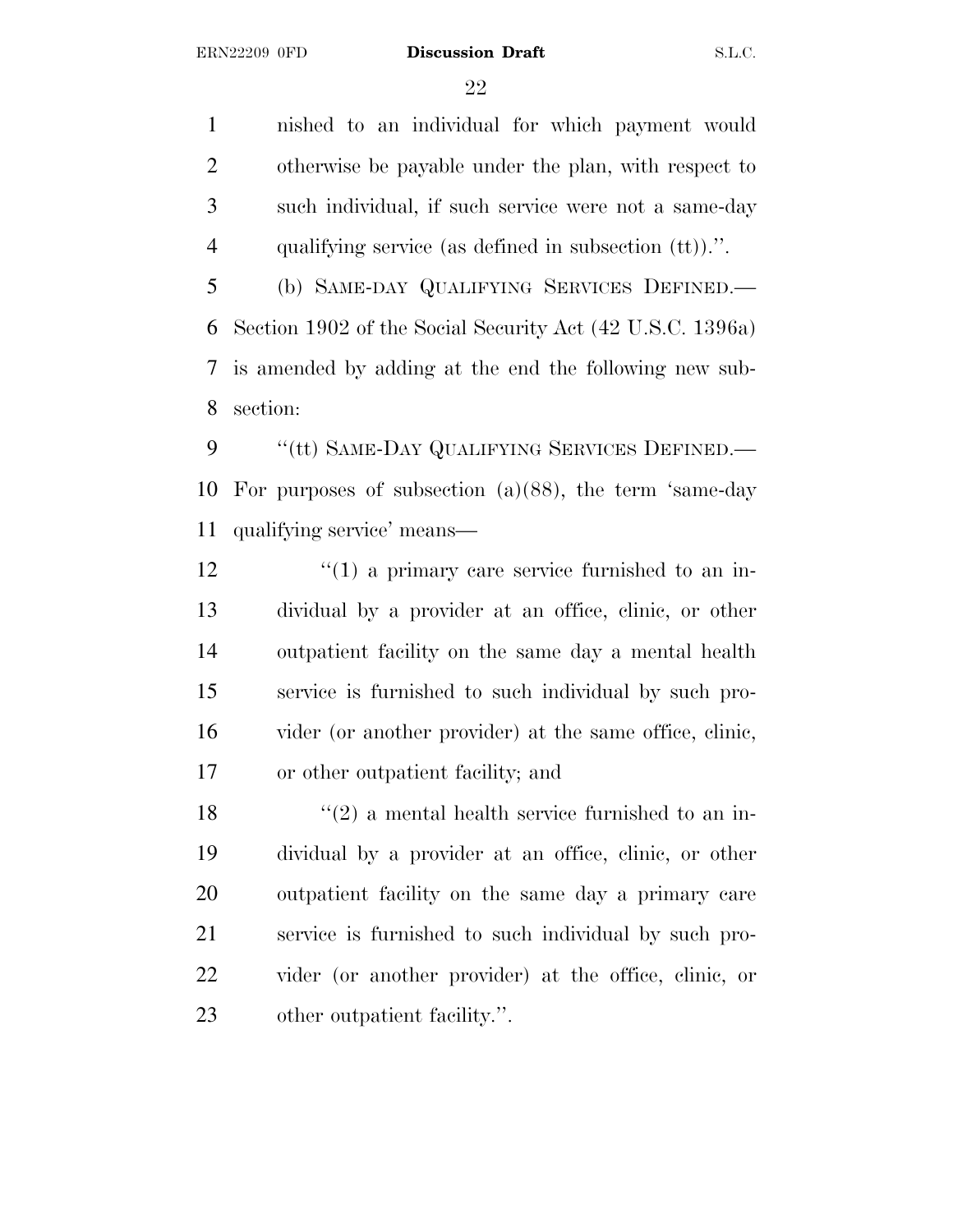nished to an individual for which payment would otherwise be payable under the plan, with respect to such individual, if such service were not a same-day qualifying service (as defined in subsection (tt)).''.

(b) SAME-DAY QUALIFYING SERVICES DEFINED.—Section 1902 of the Social Security Act (42 U.S.C. 1396a) is amended by adding at the end the following new subsection:

''(tt) SAME-DAY QUALIFYING SERVICES DEFINED.—For purposes of subsection (a)(88), the term 'same-day qualifying service' means—

''(1) a primary care service furnished to an individual by a provider at an office, clinic, or other outpatient facility on the same day a mental health service is furnished to such individual by such provider (or another provider) at the same office, clinic, or other outpatient facility; and

''(2) a mental health service furnished to an individual by a provider at an office, clinic, or other outpatient facility on the same day a primary care service is furnished to such individual by such provider (or another provider) at the office, clinic, or other outpatient facility.''.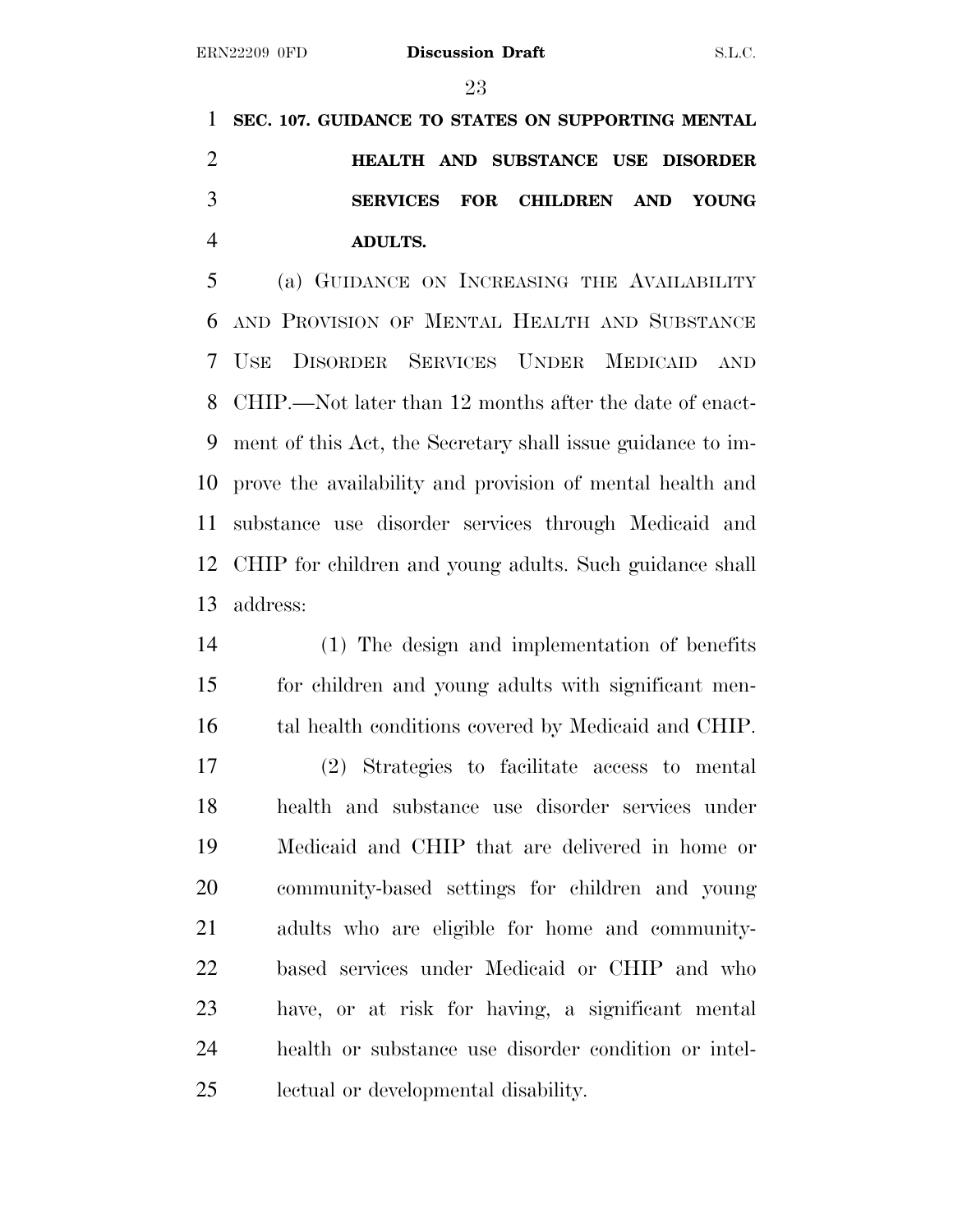**SEC. 107. GUIDANCE TO STATES ON SUPPORTING MENTAL HEALTH AND SUBSTANCE USE DISORDER SERVICES FOR CHILDREN AND YOUNG ADULTS.**

(a) GUIDANCE ON INCREASING THE AVAILABILITY AND PROVISION OF MENTAL HEALTH AND SUBSTANCE USE DISORDER SERVICES UNDER MEDICAID AND CHIP.—Not later than 12 months after the date of enactment of this Act, the Secretary shall issue guidance to improve the availability and provision of mental health and substance use disorder services through Medicaid and CHIP for children and young adults. Such guidance shall address:

(1) The design and implementation of benefits for children and young adults with significant mental health conditions covered by Medicaid and CHIP.

(2) Strategies to facilitate access to mental health and substance use disorder services under Medicaid and CHIP that are delivered in home or community-based settings for children and young adults who are eligible for home and community-based services under Medicaid or CHIP and who have, or at risk for having, a significant mental health or substance use disorder condition or intellectual or developmental disability.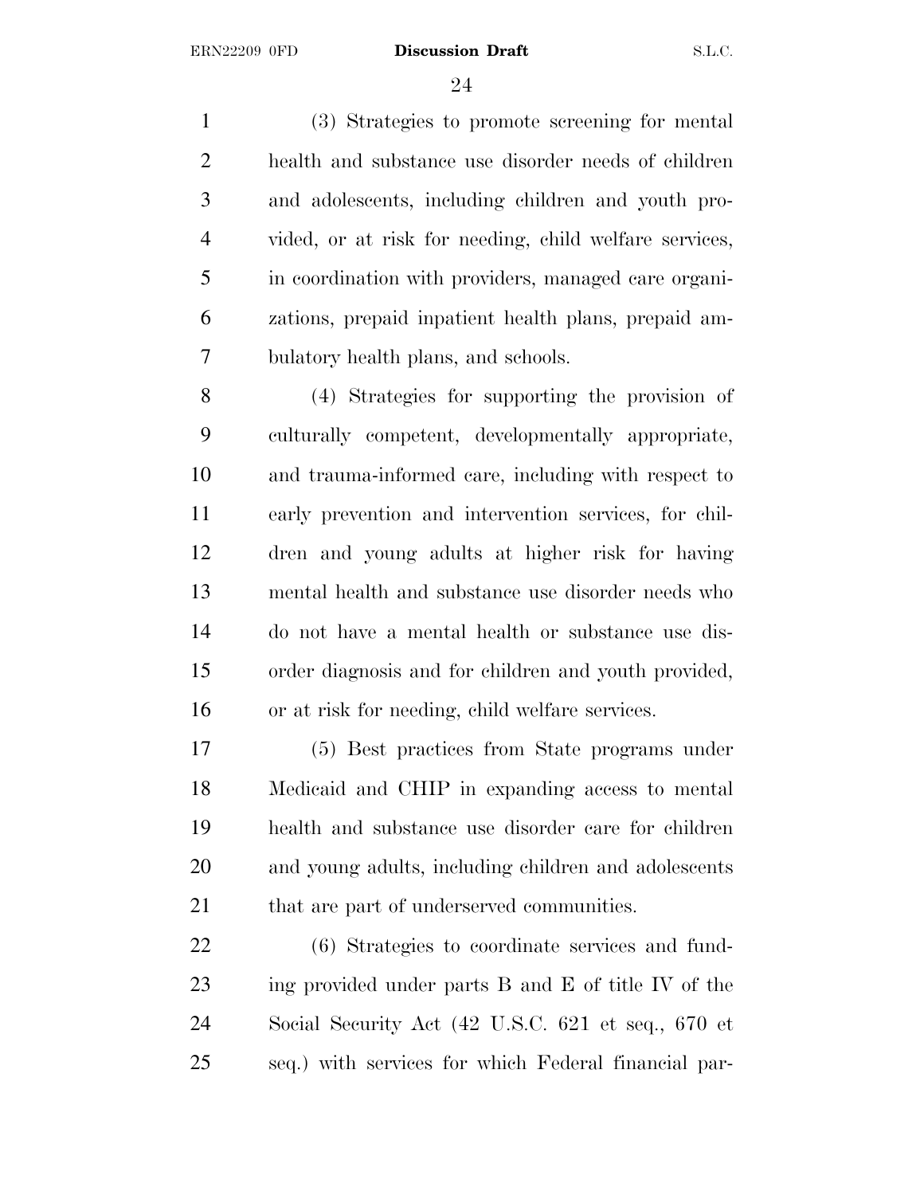(3) Strategies to promote screening for mental health and substance use disorder needs of children and adolescents, including children and youth provided, or at risk for needing, child welfare services, in coordination with providers, managed care organizations, prepaid inpatient health plans, prepaid ambulatory health plans, and schools.

(4) Strategies for supporting the provision of culturally competent, developmentally appropriate, and trauma-informed care, including with respect to early prevention and intervention services, for children and young adults at higher risk for having mental health and substance use disorder needs who do not have a mental health or substance use disorder diagnosis and for children and youth provided, or at risk for needing, child welfare services.

(5) Best practices from State programs under Medicaid and CHIP in expanding access to mental health and substance use disorder care for children and young adults, including children and adolescents that are part of underserved communities.

(6) Strategies to coordinate services and funding provided under parts B and E of title IV of the Social Security Act (42 U.S.C. 621 et seq., 670 et seq.) with services for which Federal financial par-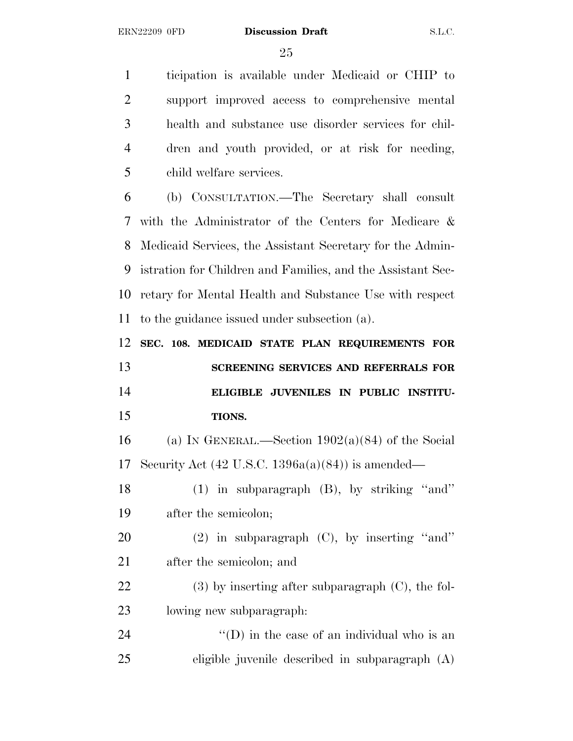ticipation is available under Medicaid or CHIP to support improved access to comprehensive mental health and substance use disorder services for children and youth provided, or at risk for needing, child welfare services.

(b) CONSULTATION.—The Secretary shall consult with the Administrator of the Centers for Medicare & Medicaid Services, the Assistant Secretary for the Administration for Children and Families, and the Assistant Secretary for Mental Health and Substance Use with respect to the guidance issued under subsection (a).

**SEC. 108. MEDICAID STATE PLAN REQUIREMENTS FOR SCREENING SERVICES AND REFERRALS FOR ELIGIBLE JUVENILES IN PUBLIC INSTITUTIONS.**

(a) IN GENERAL.—Section 1902(a)(84) of the Social Security Act (42 U.S.C. 1396a(a)(84)) is amended—

(1) in subparagraph (B), by striking ''and'' after the semicolon;

(2) in subparagraph (C), by inserting ''and'' after the semicolon; and

(3) by inserting after subparagraph (C), the following new subparagraph:

''(D) in the case of an individual who is an eligible juvenile described in subparagraph (A)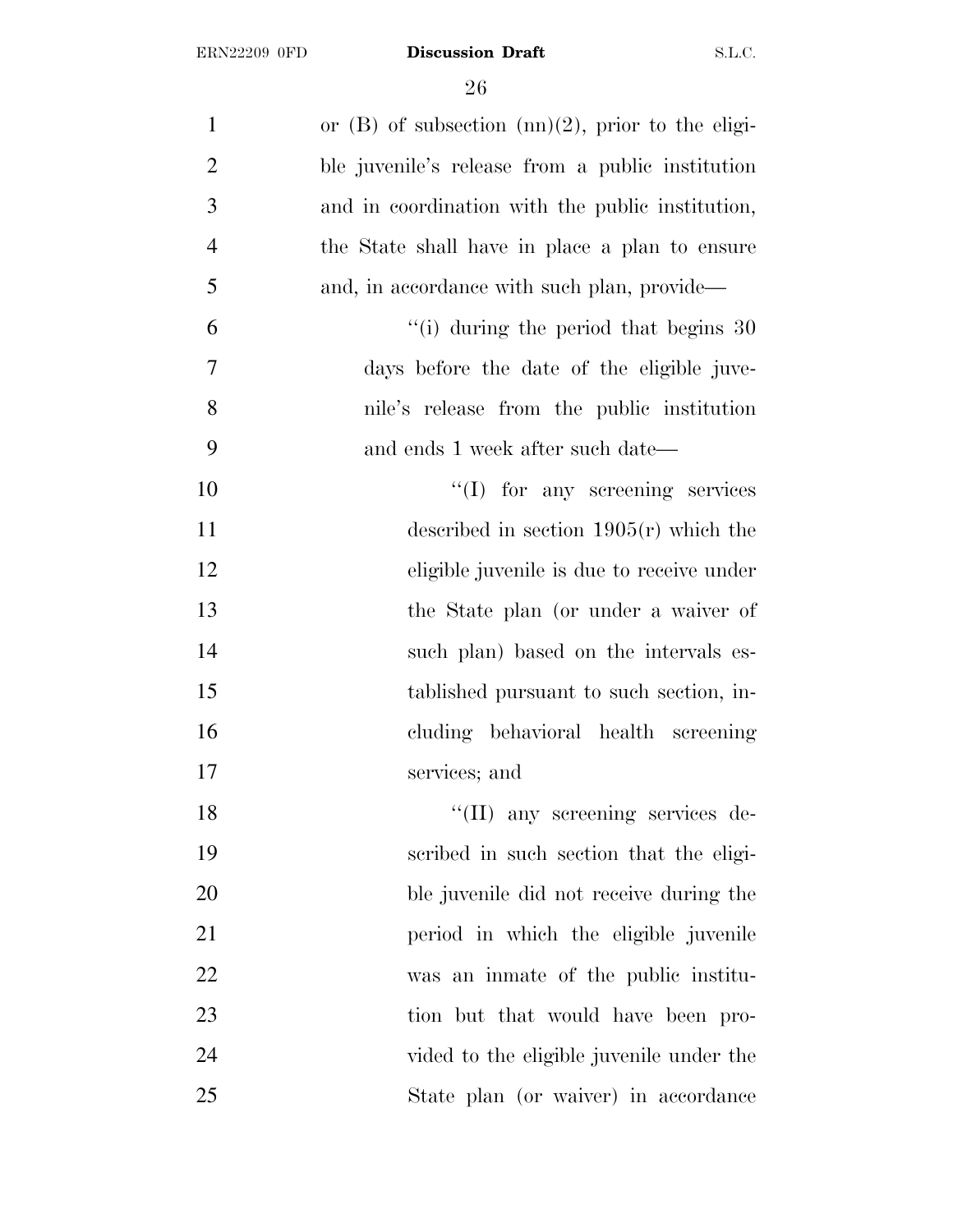or (B) of subsection (nn)(2), prior to the eligible juvenile's release from a public institution and in coordination with the public institution, the State shall have in place a plan to ensure and, in accordance with such plan, provide—

"(i) during the period that begins 30 days before the date of the eligible juvenile's release from the public institution and ends 1 week after such date—

"(I) for any screening services described in section 1905(r) which the eligible juvenile is due to receive under the State plan (or under a waiver of such plan) based on the intervals established pursuant to such section, including behavioral health screening services; and

"(II) any screening services described in such section that the eligible juvenile did not receive during the period in which the eligible juvenile was an inmate of the public institution but that would have been provided to the eligible juvenile under the State plan (or waiver) in accordance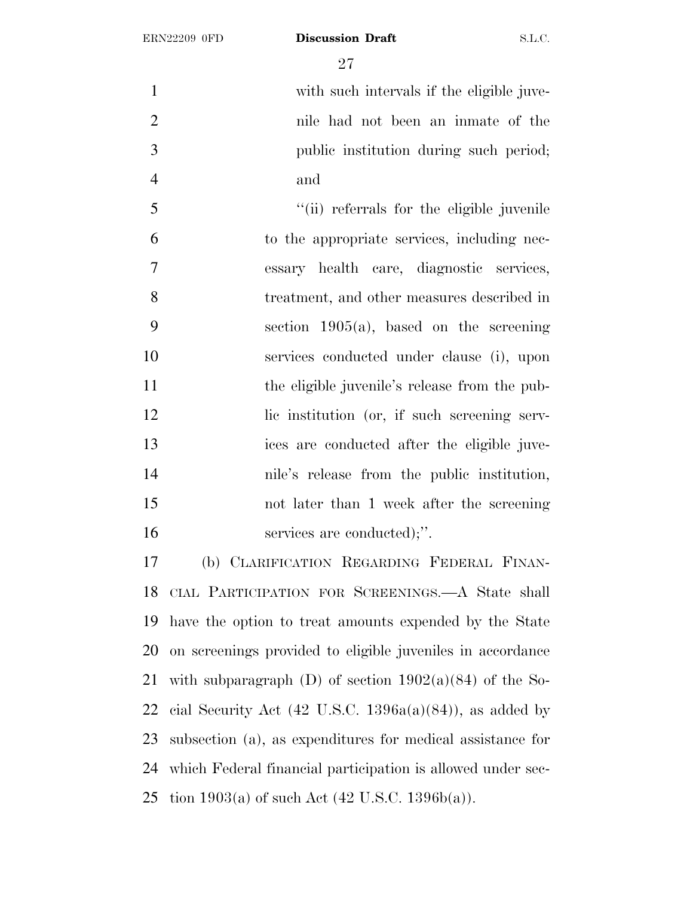with such intervals if the eligible juvenile had not been an inmate of the public institution during such period; and

"(ii) referrals for the eligible juvenile to the appropriate services, including necessary health care, diagnostic services, treatment, and other measures described in section 1905(a), based on the screening services conducted under clause (i), upon the eligible juvenile's release from the public institution (or, if such screening services are conducted after the eligible juvenile's release from the public institution, not later than 1 week after the screening services are conducted);".

(b) CLARIFICATION REGARDING FEDERAL FINANCIAL PARTICIPATION FOR SCREENINGS.—A State shall have the option to treat amounts expended by the State on screenings provided to eligible juveniles in accordance with subparagraph (D) of section 1902(a)(84) of the Social Security Act (42 U.S.C. 1396a(a)(84)), as added by subsection (a), as expenditures for medical assistance for which Federal financial participation is allowed under section 1903(a) of such Act (42 U.S.C. 1396b(a)).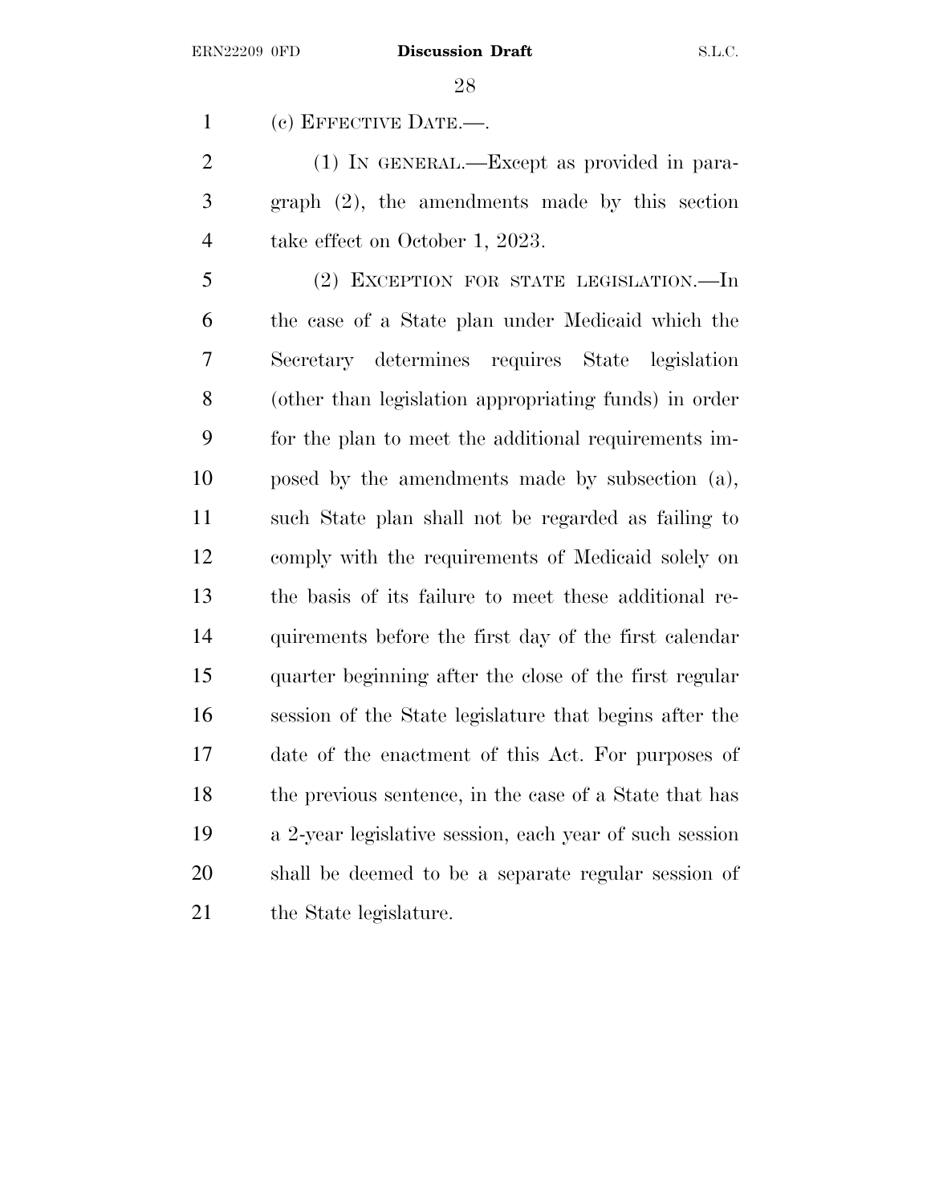(c) EFFECTIVE DATE.—.

(1) IN GENERAL.—Except as provided in paragraph (2), the amendments made by this section take effect on October 1, 2023.

(2) EXCEPTION FOR STATE LEGISLATION.—In the case of a State plan under Medicaid which the Secretary determines requires State legislation (other than legislation appropriating funds) in order for the plan to meet the additional requirements imposed by the amendments made by subsection (a), such State plan shall not be regarded as failing to comply with the requirements of Medicaid solely on the basis of its failure to meet these additional requirements before the first day of the first calendar quarter beginning after the close of the first regular session of the State legislature that begins after the date of the enactment of this Act. For purposes of the previous sentence, in the case of a State that has a 2-year legislative session, each year of such session shall be deemed to be a separate regular session of the State legislature.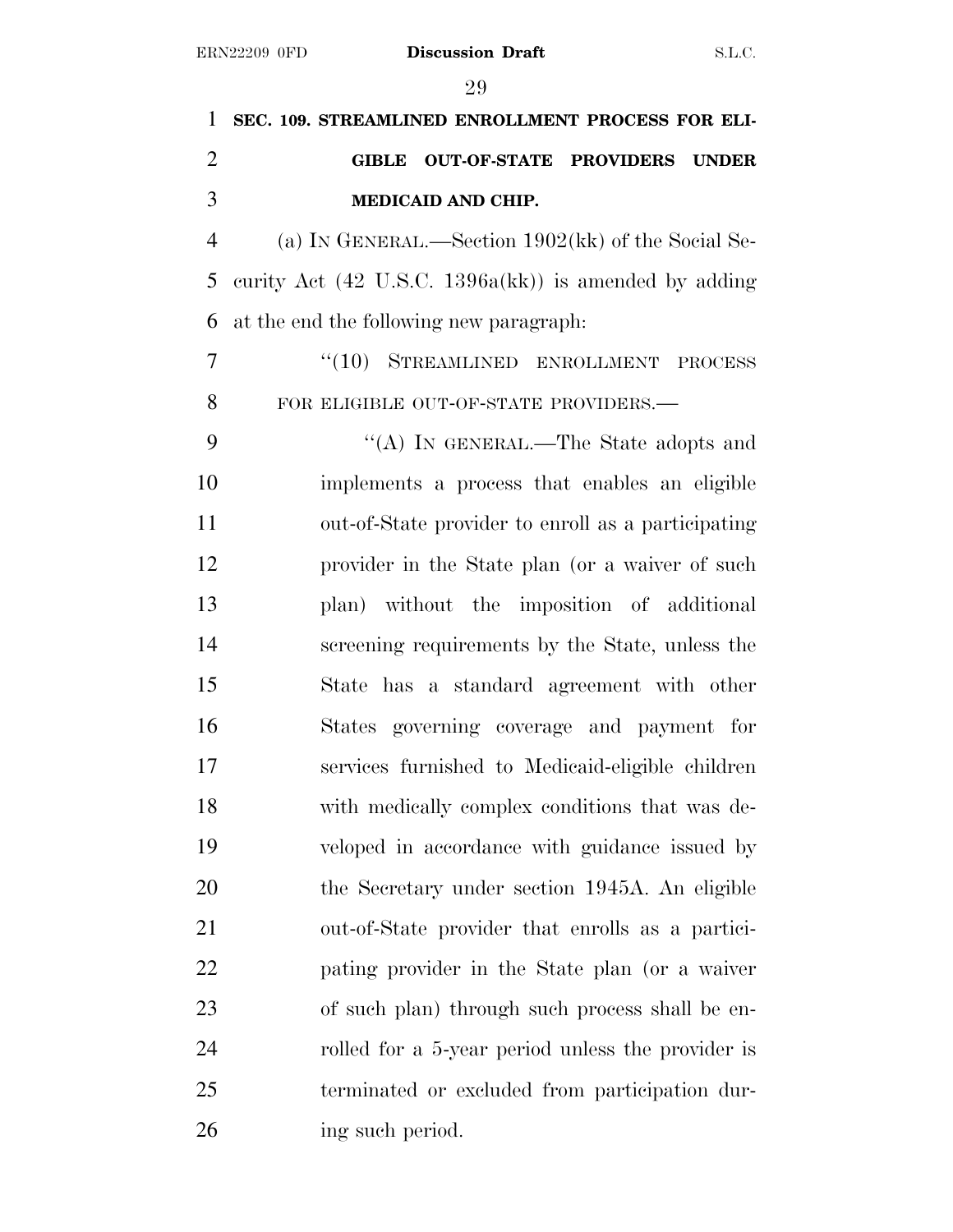**SEC. 109. STREAMLINED ENROLLMENT PROCESS FOR ELIGIBLE OUT-OF-STATE PROVIDERS UNDER MEDICAID AND CHIP.**

(a) IN GENERAL.—Section 1902(kk) of the Social Security Act (42 U.S.C. 1396a(kk)) is amended by adding at the end the following new paragraph:

"(10) STREAMLINED ENROLLMENT PROCESS FOR ELIGIBLE OUT-OF-STATE PROVIDERS.—

"(A) IN GENERAL.—The State adopts and implements a process that enables an eligible out-of-State provider to enroll as a participating provider in the State plan (or a waiver of such plan) without the imposition of additional screening requirements by the State, unless the State has a standard agreement with other States governing coverage and payment for services furnished to Medicaid-eligible children with medically complex conditions that was developed in accordance with guidance issued by the Secretary under section 1945A. An eligible out-of-State provider that enrolls as a participating provider in the State plan (or a waiver of such plan) through such process shall be enrolled for a 5-year period unless the provider is terminated or excluded from participation during such period.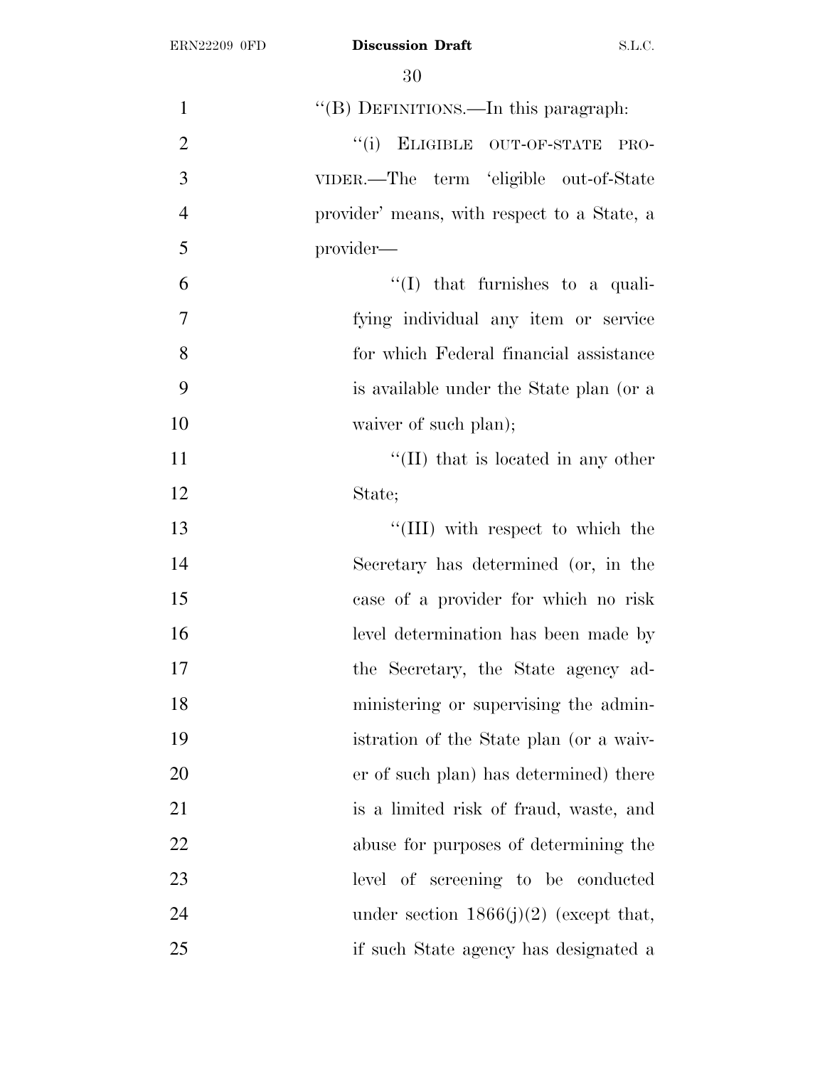"(B) DEFINITIONS.—In this paragraph:

"(i) ELIGIBLE OUT-OF-STATE PROVIDER.—The term 'eligible out-of-State provider' means, with respect to a State, a provider—

"(I) that furnishes to a qualifying individual any item or service for which Federal financial assistance is available under the State plan (or a waiver of such plan);

"(II) that is located in any other State;

"(III) with respect to which the Secretary has determined (or, in the case of a provider for which no risk level determination has been made by the Secretary, the State agency administering or supervising the administration of the State plan (or a waiver of such plan) has determined) there is a limited risk of fraud, waste, and abuse for purposes of determining the level of screening to be conducted under section 1866(j)(2) (except that, if such State agency has designated a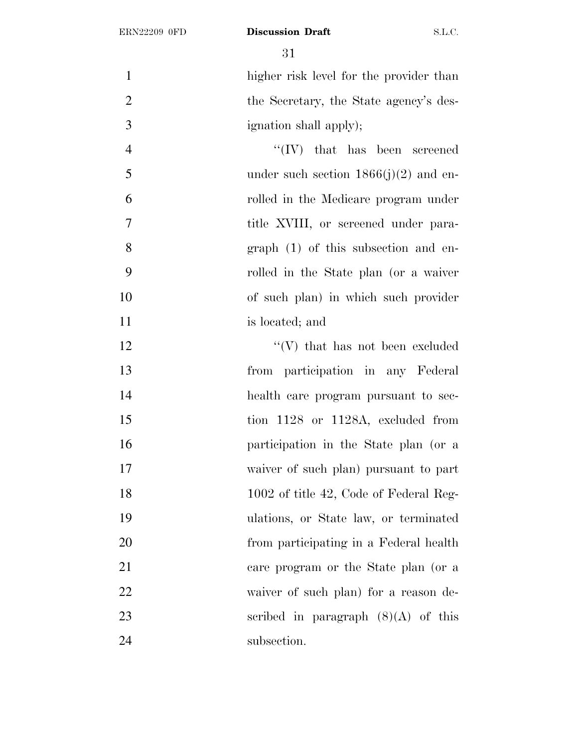higher risk level for the provider than the Secretary, the State agency's designation shall apply);

''(IV) that has been screened under such section 1866(j)(2) and enrolled in the Medicare program under title XVIII, or screened under paragraph (1) of this subsection and enrolled in the State plan (or a waiver of such plan) in which such provider is located; and

''(V) that has not been excluded from participation in any Federal health care program pursuant to section 1128 or 1128A, excluded from participation in the State plan (or a waiver of such plan) pursuant to part 1002 of title 42, Code of Federal Regulations, or State law, or terminated from participating in a Federal health care program or the State plan (or a waiver of such plan) for a reason described in paragraph (8)(A) of this subsection.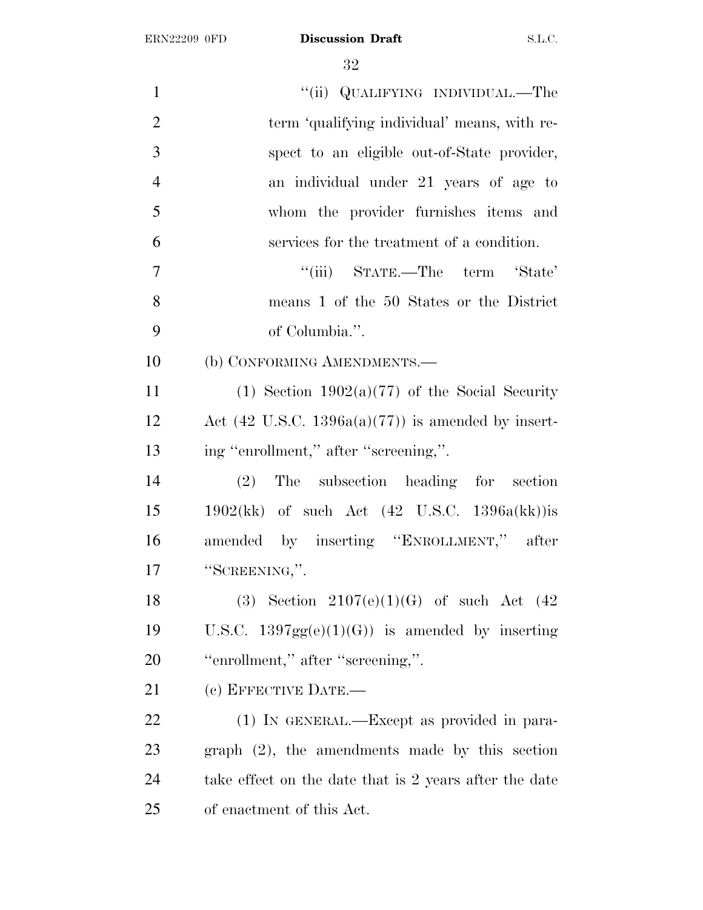"(ii) QUALIFYING INDIVIDUAL.—The term 'qualifying individual' means, with respect to an eligible out-of-State provider, an individual under 21 years of age to whom the provider furnishes items and services for the treatment of a condition.

"(iii) STATE.—The term 'State' means 1 of the 50 States or the District of Columbia.".

(b) CONFORMING AMENDMENTS.—

(1) Section 1902(a)(77) of the Social Security Act (42 U.S.C. 1396a(a)(77)) is amended by inserting "enrollment," after "screening,".

(2) The subsection heading for section 1902(kk) of such Act (42 U.S.C. 1396a(kk))is amended by inserting "ENROLLMENT," after "SCREENING,".

(3) Section 2107(e)(1)(G) of such Act (42 U.S.C. 1397gg(e)(1)(G)) is amended by inserting "enrollment," after "screening,".

(c) EFFECTIVE DATE.—

(1) IN GENERAL.—Except as provided in paragraph (2), the amendments made by this section take effect on the date that is 2 years after the date of enactment of this Act.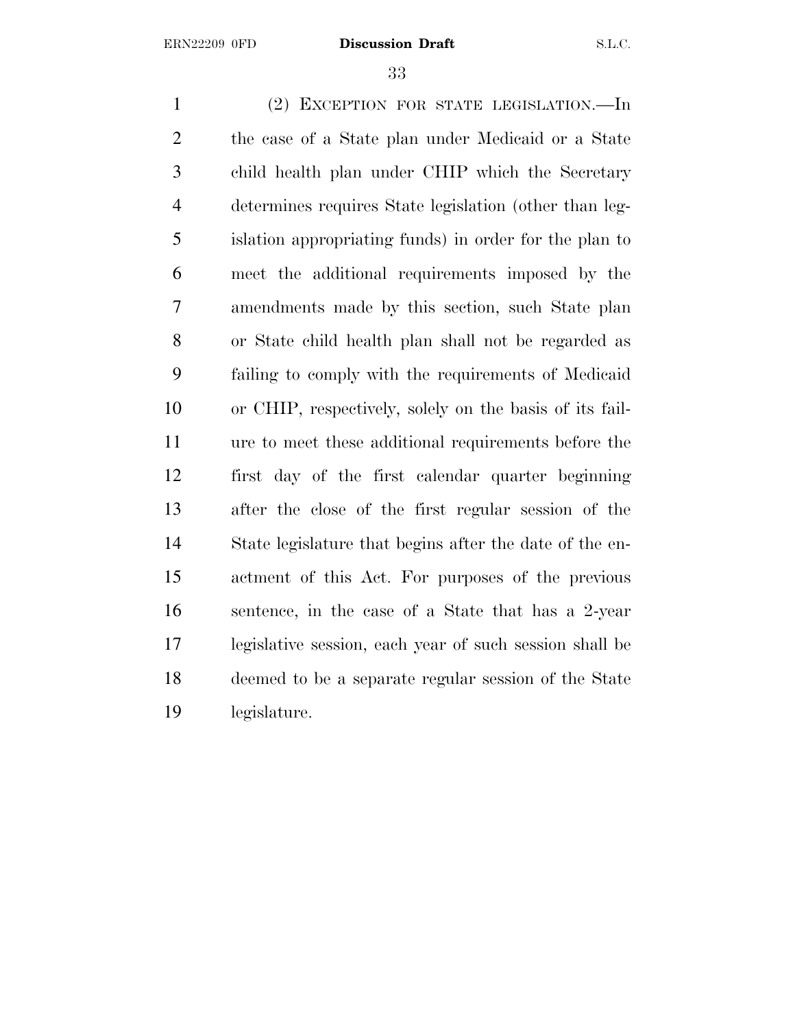(2) EXCEPTION FOR STATE LEGISLATION.—In the case of a State plan under Medicaid or a State child health plan under CHIP which the Secretary determines requires State legislation (other than legislation appropriating funds) in order for the plan to meet the additional requirements imposed by the amendments made by this section, such State plan or State child health plan shall not be regarded as failing to comply with the requirements of Medicaid or CHIP, respectively, solely on the basis of its failure to meet these additional requirements before the first day of the first calendar quarter beginning after the close of the first regular session of the State legislature that begins after the date of the enactment of this Act. For purposes of the previous sentence, in the case of a State that has a 2-year legislative session, each year of such session shall be deemed to be a separate regular session of the State legislature.